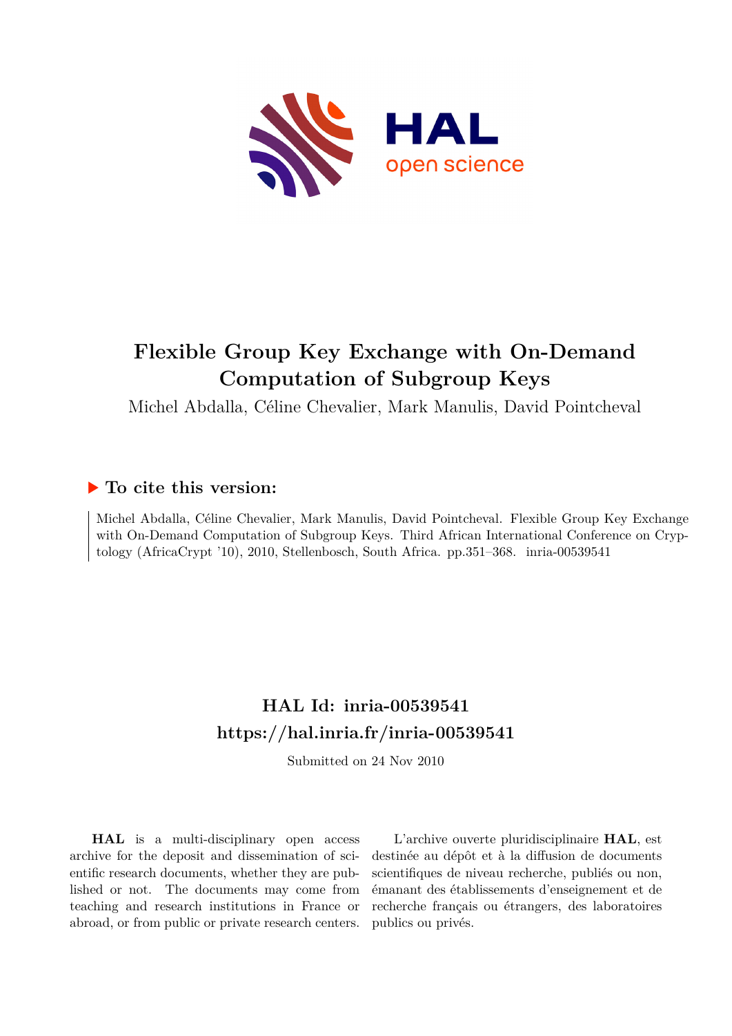# Flexible Group Key Exchange with On-Demand Computation of Subgroup Keys

Michel Abdalla, Céline Chevalier, Mark Manulis, David Pointcheval

## ▶ To cite this version:

Michel Abdalla, Céline Chevalier, Mark Manulis, David Pointcheval. Flexible Group Key Exchange with On-Demand Computation of Subgroup Keys. Third African International Conference on Cryptology (AfricaCrypt '10), 2010, Stellenbosch, South Africa. pp.351–368. inria-00539541

## HAL Id: inria-00539541

## https://hal.inria.fr/inria-00539541

Submitted on 24 Nov 2010

**HAL** is a multi-disciplinary open access archive for the deposit and dissemination of scientific research documents, whether they are published or not. The documents may come from teaching and research institutions in France or abroad, or from public or private research centers.

L'archive ouverte pluridisciplinaire **HAL**, est destinée au dépôt et à la diffusion de documents scientifiques de niveau recherche, publiés ou non, émanant des établissements d'enseignement et de recherche français ou étrangers, des laboratoires publics ou privés.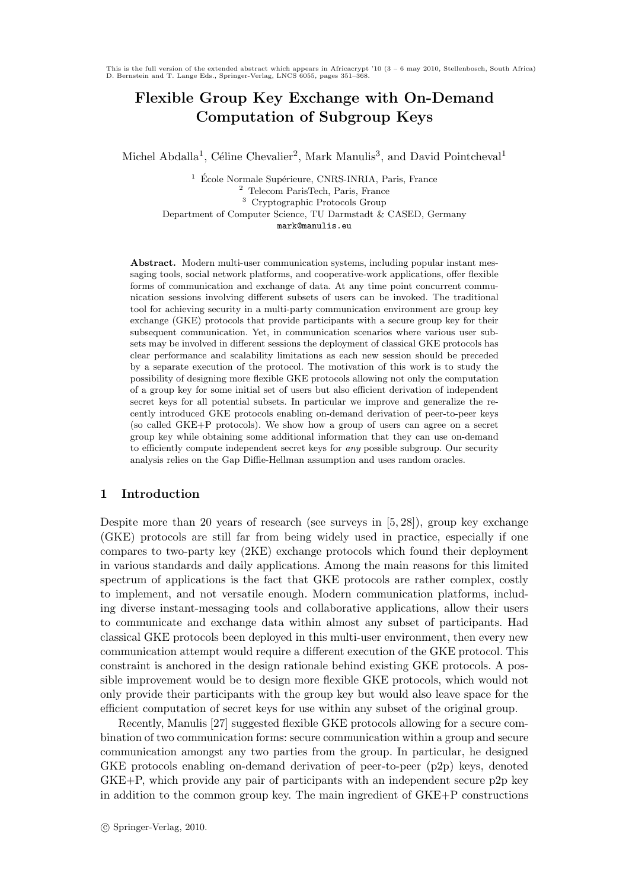This is the full version of the extended abstract which appears in Africacrypt '10 (3 – 6 may 2010, Stellenbosch, South Africa) D. Bernstein and T. Lange Eds., Springer-Verlag, LNCS 6055, pages 351–368.

# Flexible Group Key Exchange with On-Demand Computation of Subgroup Keys

Michel Abdalla[1], Céline Chevalier[2], Mark Manulis[3], and David Pointcheval[1]

[1] École Normale Supérieure, CNRS-INRIA, Paris, France
[2] Telecom ParisTech, Paris, France
[3] Cryptographic Protocols Group
Department of Computer Science, TU Darmstadt & CASED, Germany
mark@manulis.eu

**Abstract.** Modern multi-user communication systems, including popular instant messaging tools, social network platforms, and cooperative-work applications, offer flexible forms of communication and exchange of data. At any time point concurrent communication sessions involving different subsets of users can be invoked. The traditional tool for achieving security in a multi-party communication environment are group key exchange (GKE) protocols that provide participants with a secure group key for their subsequent communication. Yet, in communication scenarios where various user subsets may be involved in different sessions the deployment of classical GKE protocols has clear performance and scalability limitations as each new session should be preceded by a separate execution of the protocol. The motivation of this work is to study the possibility of designing more flexible GKE protocols allowing not only the computation of a group key for some initial set of users but also efficient derivation of independent secret keys for all potential subsets. In particular we improve and generalize the recently introduced GKE protocols enabling on-demand derivation of peer-to-peer keys (so called GKE+P protocols). We show how a group of users can agree on a secret group key while obtaining some additional information that they can use on-demand to efficiently compute independent secret keys for *any* possible subgroup. Our security analysis relies on the Gap Diffie-Hellman assumption and uses random oracles.

## 1 Introduction

Despite more than 20 years of research (see surveys in [5, 28]), group key exchange (GKE) protocols are still far from being widely used in practice, especially if one compares to two-party key (2KE) exchange protocols which found their deployment in various standards and daily applications. Among the main reasons for this limited spectrum of applications is the fact that GKE protocols are rather complex, costly to implement, and not versatile enough. Modern communication platforms, including diverse instant-messaging tools and collaborative applications, allow their users to communicate and exchange data within almost any subset of participants. Had classical GKE protocols been deployed in this multi-user environment, then every new communication attempt would require a different execution of the GKE protocol. This constraint is anchored in the design rationale behind existing GKE protocols. A possible improvement would be to design more flexible GKE protocols, which would not only provide their participants with the group key but would also leave space for the efficient computation of secret keys for use within any subset of the original group.

Recently, Manulis [27] suggested flexible GKE protocols allowing for a secure combination of two communication forms: secure communication within a group and secure communication amongst any two parties from the group. In particular, he designed GKE protocols enabling on-demand derivation of peer-to-peer (p2p) keys, denoted GKE+P, which provide any pair of participants with an independent secure p2p key in addition to the common group key. The main ingredient of GKE+P constructions

© Springer-Verlag, 2010.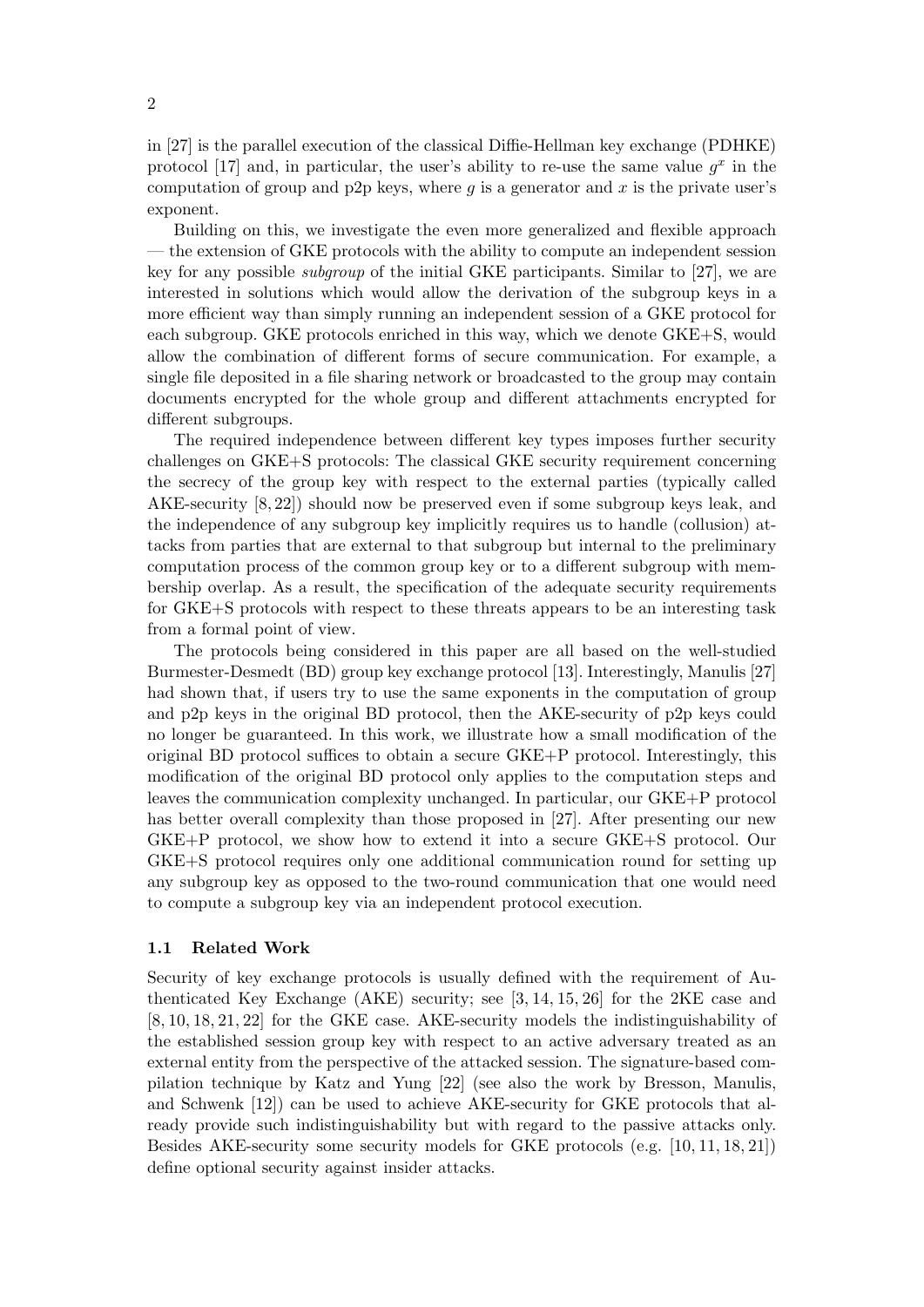in [27] is the parallel execution of the classical Diffie-Hellman key exchange (PDHKE) protocol [17] and, in particular, the user's ability to re-use the same value $g^x$ in the computation of group and p2p keys, where $g$ is a generator and $x$ is the private user's exponent.

Building on this, we investigate the even more generalized and flexible approach — the extension of GKE protocols with the ability to compute an independent session key for any possible *subgroup* of the initial GKE participants. Similar to [27], we are interested in solutions which would allow the derivation of the subgroup keys in a more efficient way than simply running an independent session of a GKE protocol for each subgroup. GKE protocols enriched in this way, which we denote GKE+S, would allow the combination of different forms of secure communication. For example, a single file deposited in a file sharing network or broadcasted to the group may contain documents encrypted for the whole group and different attachments encrypted for different subgroups.

The required independence between different key types imposes further security challenges on GKE+S protocols: The classical GKE security requirement concerning the secrecy of the group key with respect to the external parties (typically called AKE-security [8, 22]) should now be preserved even if some subgroup keys leak, and the independence of any subgroup key implicitly requires us to handle (collusion) attacks from parties that are external to that subgroup but internal to the preliminary computation process of the common group key or to a different subgroup with membership overlap. As a result, the specification of the adequate security requirements for GKE+S protocols with respect to these threats appears to be an interesting task from a formal point of view.

The protocols being considered in this paper are all based on the well-studied Burmester-Desmedt (BD) group key exchange protocol [13]. Interestingly, Manulis [27] had shown that, if users try to use the same exponents in the computation of group and p2p keys in the original BD protocol, then the AKE-security of p2p keys could no longer be guaranteed. In this work, we illustrate how a small modification of the original BD protocol suffices to obtain a secure GKE+P protocol. Interestingly, this modification of the original BD protocol only applies to the computation steps and leaves the communication complexity unchanged. In particular, our GKE+P protocol has better overall complexity than those proposed in [27]. After presenting our new GKE+P protocol, we show how to extend it into a secure GKE+S protocol. Our GKE+S protocol requires only one additional communication round for setting up any subgroup key as opposed to the two-round communication that one would need to compute a subgroup key via an independent protocol execution.

### 1.1 Related Work

Security of key exchange protocols is usually defined with the requirement of Authenticated Key Exchange (AKE) security; see [3, 14, 15, 26] for the 2KE case and [8, 10, 18, 21, 22] for the GKE case. AKE-security models the indistinguishability of the established session group key with respect to an active adversary treated as an external entity from the perspective of the attacked session. The signature-based compilation technique by Katz and Yung [22] (see also the work by Bresson, Manulis, and Schwenk [12]) can be used to achieve AKE-security for GKE protocols that already provide such indistinguishability but with regard to the passive attacks only. Besides AKE-security some security models for GKE protocols (e.g. [10, 11, 18, 21]) define optional security against insider attacks.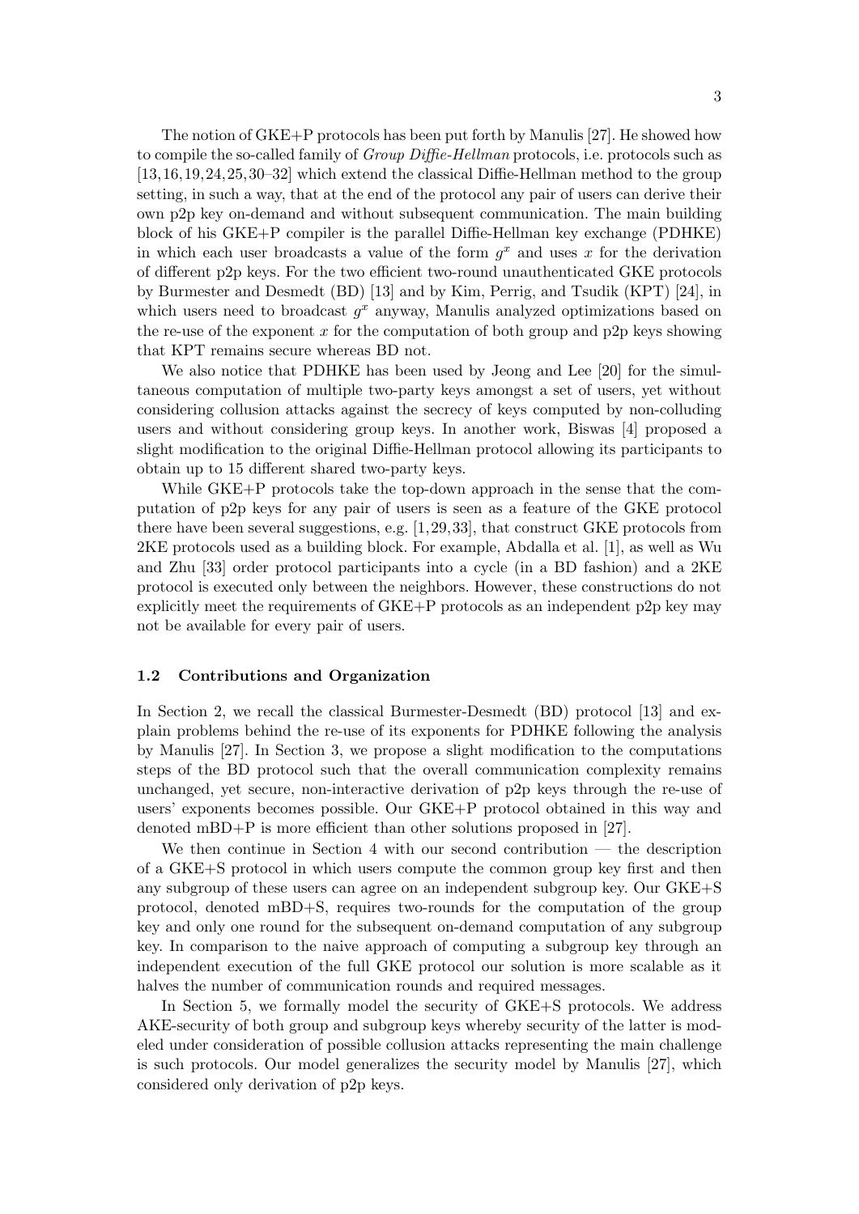The notion of GKE+P protocols has been put forth by Manulis [27]. He showed how to compile the so-called family of *Group Diffie-Hellman* protocols, i.e. protocols such as [13,16,19,24,25,30–32] which extend the classical Diffie-Hellman method to the group setting, in such a way, that at the end of the protocol any pair of users can derive their own p2p key on-demand and without subsequent communication. The main building block of his GKE+P compiler is the parallel Diffie-Hellman key exchange (PDHKE) in which each user broadcasts a value of the form $g^x$ and uses $x$ for the derivation of different p2p keys. For the two efficient two-round unauthenticated GKE protocols by Burmester and Desmedt (BD) [13] and by Kim, Perrig, and Tsudik (KPT) [24], in which users need to broadcast $g^x$ anyway, Manulis analyzed optimizations based on the re-use of the exponent $x$ for the computation of both group and p2p keys showing that KPT remains secure whereas BD not.

We also notice that PDHKE has been used by Jeong and Lee [20] for the simultaneous computation of multiple two-party keys amongst a set of users, yet without considering collusion attacks against the secrecy of keys computed by non-colluding users and without considering group keys. In another work, Biswas [4] proposed a slight modification to the original Diffie-Hellman protocol allowing its participants to obtain up to 15 different shared two-party keys.

While GKE+P protocols take the top-down approach in the sense that the computation of p2p keys for any pair of users is seen as a feature of the GKE protocol there have been several suggestions, e.g. [1,29,33], that construct GKE protocols from 2KE protocols used as a building block. For example, Abdalla et al. [1], as well as Wu and Zhu [33] order protocol participants into a cycle (in a BD fashion) and a 2KE protocol is executed only between the neighbors. However, these constructions do not explicitly meet the requirements of GKE+P protocols as an independent p2p key may not be available for every pair of users.

### 1.2 Contributions and Organization

In Section 2, we recall the classical Burmester-Desmedt (BD) protocol [13] and explain problems behind the re-use of its exponents for PDHKE following the analysis by Manulis [27]. In Section 3, we propose a slight modification to the computations steps of the BD protocol such that the overall communication complexity remains unchanged, yet secure, non-interactive derivation of p2p keys through the re-use of users' exponents becomes possible. Our GKE+P protocol obtained in this way and denoted mBD+P is more efficient than other solutions proposed in [27].

We then continue in Section 4 with our second contribution — the description of a GKE+S protocol in which users compute the common group key first and then any subgroup of these users can agree on an independent subgroup key. Our GKE+S protocol, denoted mBD+S, requires two-rounds for the computation of the group key and only one round for the subsequent on-demand computation of any subgroup key. In comparison to the naive approach of computing a subgroup key through an independent execution of the full GKE protocol our solution is more scalable as it halves the number of communication rounds and required messages.

In Section 5, we formally model the security of GKE+S protocols. We address AKE-security of both group and subgroup keys whereby security of the latter is modeled under consideration of possible collusion attacks representing the main challenge is such protocols. Our model generalizes the security model by Manulis [27], which considered only derivation of p2p keys.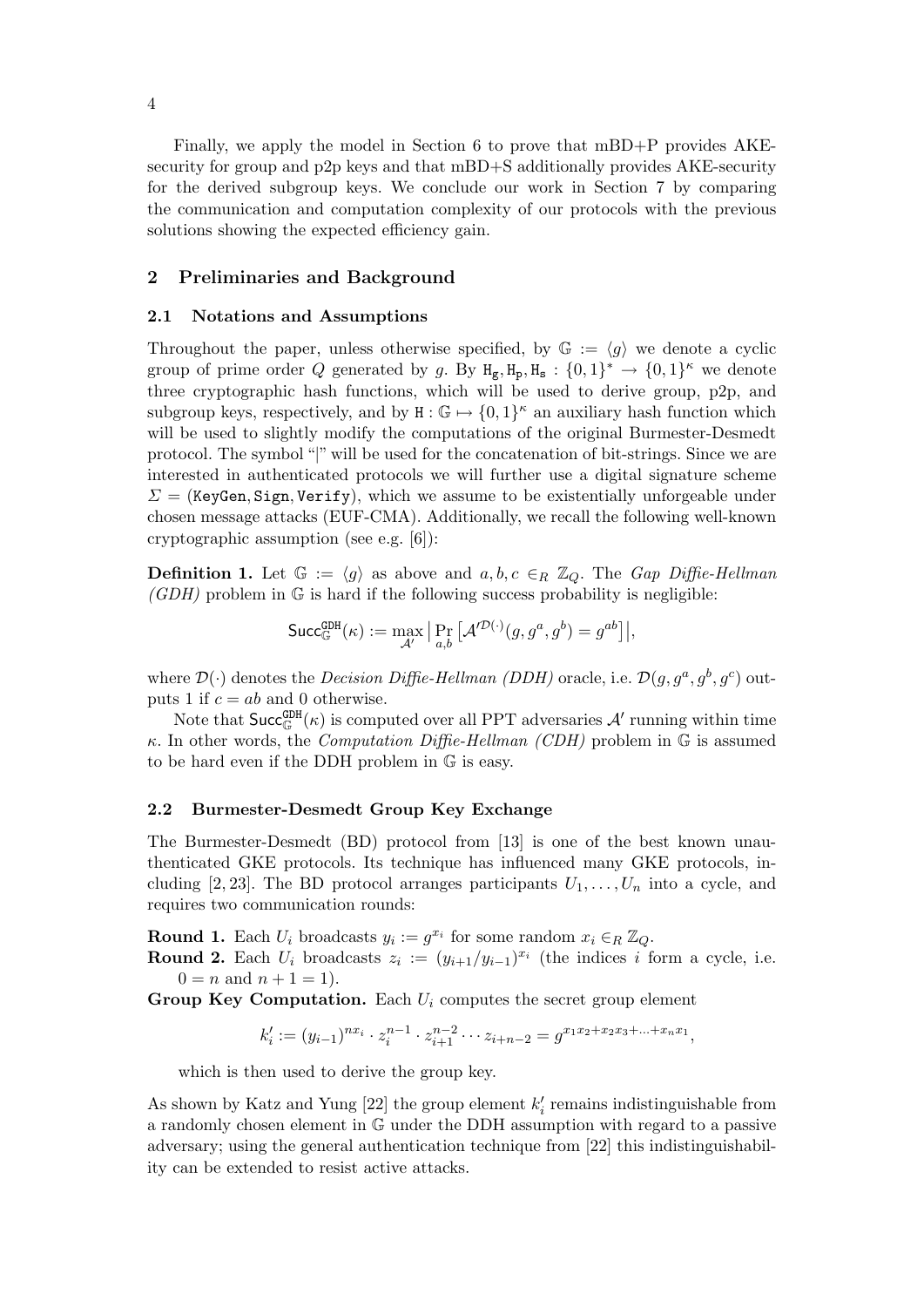Finally, we apply the model in Section 6 to prove that mBD+P provides AKE-security for group and p2p keys and that mBD+S additionally provides AKE-security for the derived subgroup keys. We conclude our work in Section 7 by comparing the communication and computation complexity of our protocols with the previous solutions showing the expected efficiency gain.

## 2 Preliminaries and Background

### 2.1 Notations and Assumptions

Throughout the paper, unless otherwise specified, by $\mathbb{G} := \langle g \rangle$ we denote a cyclic group of prime order $Q$ generated by $g$. By $\mathtt{H_g}, \mathtt{H_p}, \mathtt{H_s} : \{0,1\}^* \rightarrow \{0,1\}^\kappa$ we denote three cryptographic hash functions, which will be used to derive group, p2p, and subgroup keys, respectively, and by $\mathtt{H} : \mathbb{G} \mapsto \{0,1\}^\kappa$ an auxiliary hash function which will be used to slightly modify the computations of the original Burmester-Desmedt protocol. The symbol "|" will be used for the concatenation of bit-strings. Since we are interested in authenticated protocols we will further use a digital signature scheme $\Sigma = (\mathtt{KeyGen}, \mathtt{Sign}, \mathtt{Verify})$, which we assume to be existentially unforgeable under chosen message attacks (EUF-CMA). Additionally, we recall the following well-known cryptographic assumption (see e.g. [6]):

**Definition 1.** Let $\mathbb{G} := \langle g \rangle$ as above and $a, b, c \in_R \mathbb{Z}_Q$. The *Gap Diffie-Hellman (GDH)* problem in $\mathbb{G}$ is hard if the following success probability is negligible:

$$\mathsf{Succ}_{\mathbb{G}}^{\mathtt{GDH}}(\kappa) := \max_{\mathcal{A}'} \big| \Pr_{a,b} \left[ \mathcal{A}'^{\mathcal{D}(\cdot)}(g, g^a, g^b) = g^{ab} \right] \big|,$$

where $\mathcal{D}(\cdot)$ denotes the *Decision Diffie-Hellman (DDH)* oracle, i.e. $\mathcal{D}(g, g^a, g^b, g^c)$ outputs 1 if $c = ab$ and 0 otherwise.

Note that $\mathsf{Succ}_{\mathbb{G}}^{\mathtt{GDH}}(\kappa)$ is computed over all PPT adversaries $\mathcal{A}'$ running within time $\kappa$. In other words, the *Computation Diffie-Hellman (CDH)* problem in $\mathbb{G}$ is assumed to be hard even if the DDH problem in $\mathbb{G}$ is easy.

### 2.2 Burmester-Desmedt Group Key Exchange

The Burmester-Desmedt (BD) protocol from [13] is one of the best known unauthenticated GKE protocols. Its technique has influenced many GKE protocols, including [2, 23]. The BD protocol arranges participants $U_1, \ldots, U_n$ into a cycle, and requires two communication rounds:

**Round 1.** Each $U_i$ broadcasts $y_i := g^{x_i}$ for some random $x_i \in_R \mathbb{Z}_Q$.

**Round 2.** Each $U_i$ broadcasts $z_i := (y_{i+1}/y_{i-1})^{x_i}$ (the indices $i$ form a cycle, i.e. $0 = n$ and $n+1 = 1$).

**Group Key Computation.** Each $U_i$ computes the secret group element

$$k'_i := (y_{i-1})^{nx_i} \cdot z_i^{n-1} \cdot z_{i+1}^{n-2} \cdots z_{i+n-2} = g^{x_1 x_2 + x_2 x_3 + \ldots + x_n x_1},$$

which is then used to derive the group key.

As shown by Katz and Yung [22] the group element $k'_i$ remains indistinguishable from a randomly chosen element in $\mathbb{G}$ under the DDH assumption with regard to a passive adversary; using the general authentication technique from [22] this indistinguishability can be extended to resist active attacks.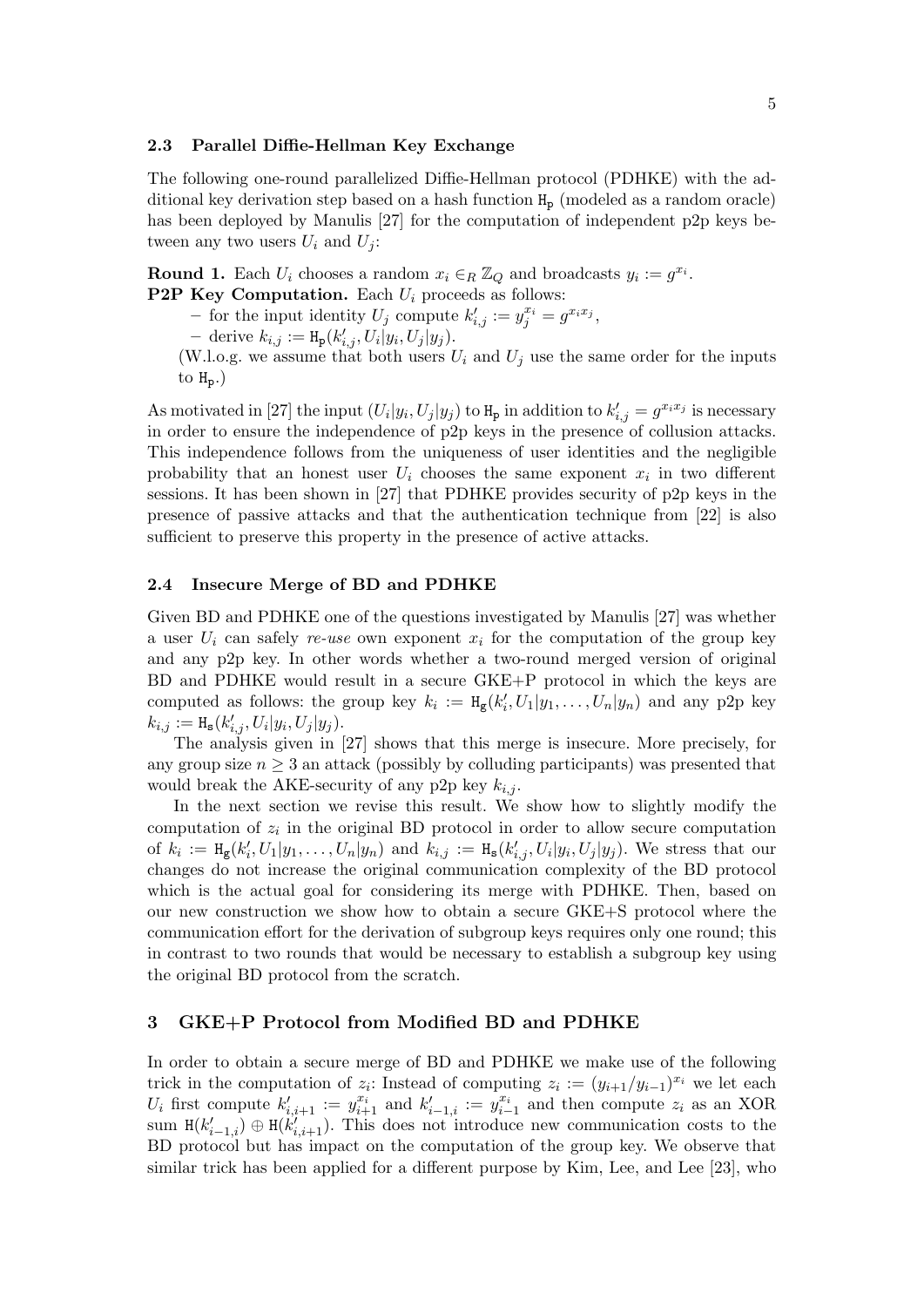### 2.3 Parallel Diffie-Hellman Key Exchange

The following one-round parallelized Diffie-Hellman protocol (PDHKE) with the additional key derivation step based on a hash function $\mathtt{H_p}$ (modeled as a random oracle) has been deployed by Manulis [27] for the computation of independent p2p keys between any two users $U_i$ and $U_j$:

**Round 1.** Each $U_i$ chooses a random $x_i \in_R \mathbb{Z}_Q$ and broadcasts $y_i := g^{x_i}$.

**P2P Key Computation.** Each $U_i$ proceeds as follows:

- for the input identity $U_j$ compute $k'_{i,j} := y_j^{x_i} = g^{x_i x_j}$,
- derive $k_{i,j} := \mathtt{H_p}(k'_{i,j}, U_i|y_i, U_j|y_j)$.

(W.l.o.g. we assume that both users $U_i$ and $U_j$ use the same order for the inputs to $\mathtt{H_p}$.)

As motivated in [27] the input $(U_i|y_i, U_j|y_j)$ to $\mathtt{H_p}$ in addition to $k'_{i,j} = g^{x_i x_j}$ is necessary in order to ensure the independence of p2p keys in the presence of collusion attacks. This independence follows from the uniqueness of user identities and the negligible probability that an honest user $U_i$ chooses the same exponent $x_i$ in two different sessions. It has been shown in [27] that PDHKE provides security of p2p keys in the presence of passive attacks and that the authentication technique from [22] is also sufficient to preserve this property in the presence of active attacks.

### 2.4 Insecure Merge of BD and PDHKE

Given BD and PDHKE one of the questions investigated by Manulis [27] was whether a user $U_i$ can safely *re-use* own exponent $x_i$ for the computation of the group key and any p2p key. In other words whether a two-round merged version of original BD and PDHKE would result in a secure GKE+P protocol in which the keys are computed as follows: the group key $k_i := \mathtt{H_g}(k'_i, U_1|y_1, \ldots, U_n|y_n)$ and any p2p key $k_{i,j} := \mathtt{H_s}(k'_{i,j}, U_i|y_i, U_j|y_j)$.

The analysis given in [27] shows that this merge is insecure. More precisely, for any group size $n \geq 3$ an attack (possibly by colluding participants) was presented that would break the AKE-security of any p2p key $k_{i,j}$.

In the next section we revise this result. We show how to slightly modify the computation of $z_i$ in the original BD protocol in order to allow secure computation of $k_i := \mathtt{H_g}(k'_i, U_1|y_1, \ldots, U_n|y_n)$ and $k_{i,j} := \mathtt{H_s}(k'_{i,j}, U_i|y_i, U_j|y_j)$. We stress that our changes do not increase the original communication complexity of the BD protocol which is the actual goal for considering its merge with PDHKE. Then, based on our new construction we show how to obtain a secure GKE+S protocol where the communication effort for the derivation of subgroup keys requires only one round; this in contrast to two rounds that would be necessary to establish a subgroup key using the original BD protocol from the scratch.

## 3 GKE+P Protocol from Modified BD and PDHKE

In order to obtain a secure merge of BD and PDHKE we make use of the following trick in the computation of $z_i$: Instead of computing $z_i := (y_{i+1}/y_{i-1})^{x_i}$ we let each $U_i$ first compute $k'_{i,i+1} := y_{i+1}^{x_i}$ and $k'_{i-1,i} := y_{i-1}^{x_i}$ and then compute $z_i$ as an XOR sum $\mathtt{H}(k'_{i-1,i}) \oplus \mathtt{H}(k'_{i,i+1})$. This does not introduce new communication costs to the BD protocol but has impact on the computation of the group key. We observe that similar trick has been applied for a different purpose by Kim, Lee, and Lee [23], who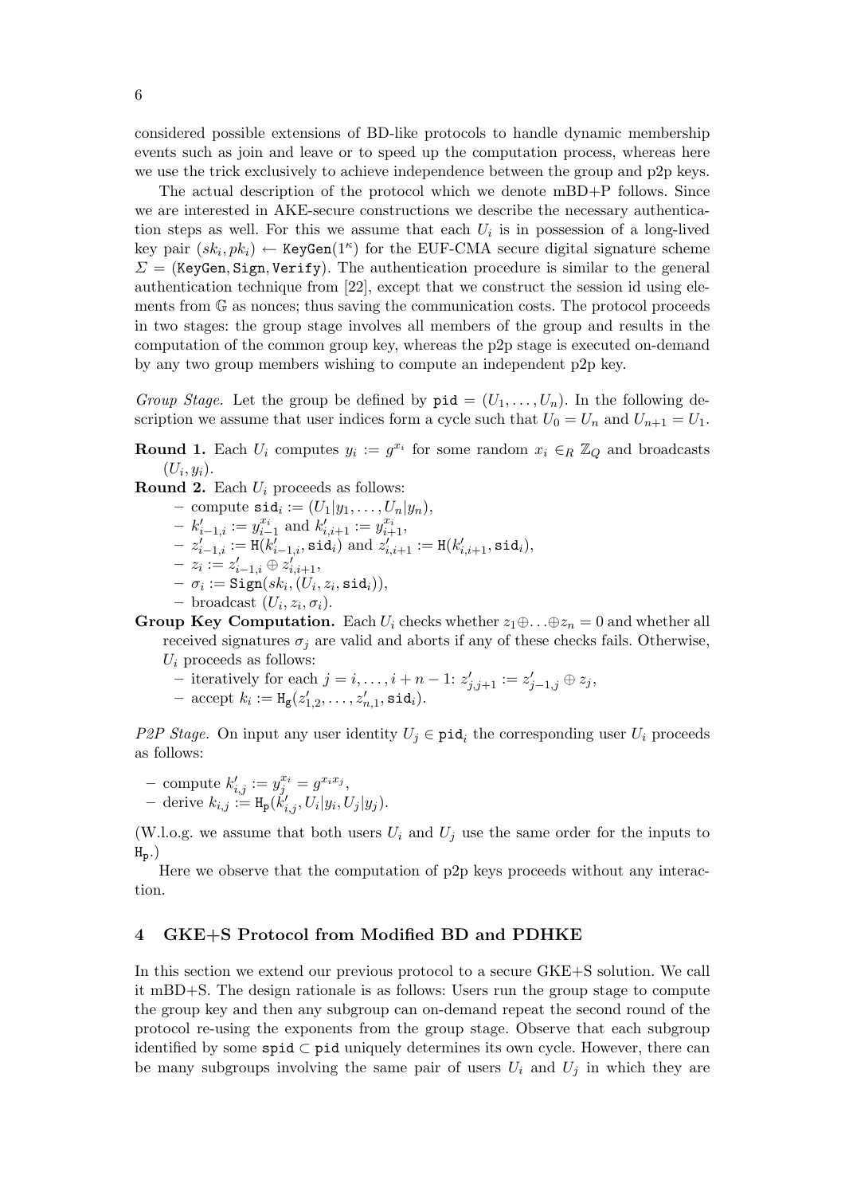considered possible extensions of BD-like protocols to handle dynamic membership events such as join and leave or to speed up the computation process, whereas here we use the trick exclusively to achieve independence between the group and p2p keys.

The actual description of the protocol which we denote mBD+P follows. Since we are interested in AKE-secure constructions we describe the necessary authentication steps as well. For this we assume that each $U_i$ is in possession of a long-lived key pair $(sk_i, pk_i) \leftarrow \texttt{KeyGen}(1^\kappa)$ for the EUF-CMA secure digital signature scheme $\Sigma = (\texttt{KeyGen}, \texttt{Sign}, \texttt{Verify})$. The authentication procedure is similar to the general authentication technique from [22], except that we construct the session id using elements from $\mathbb{G}$ as nonces; thus saving the communication costs. The protocol proceeds in two stages: the group stage involves all members of the group and results in the computation of the common group key, whereas the p2p stage is executed on-demand by any two group members wishing to compute an independent p2p key.

*Group Stage.* Let the group be defined by $\texttt{pid} = (U_1, \ldots, U_n)$. In the following description we assume that user indices form a cycle such that $U_0 = U_n$ and $U_{n+1} = U_1$.

**Round 1.** Each $U_i$ computes $y_i := g^{x_i}$ for some random $x_i \in_R \mathbb{Z}_Q$ and broadcasts $(U_i, y_i)$.

**Round 2.** Each $U_i$ proceeds as follows:
- compute $\texttt{sid}_i := (U_1|y_1, \ldots, U_n|y_n)$,
- $k'_{i-1,i} := y_{i-1}^{x_i}$ and $k'_{i,i+1} := y_{i+1}^{x_i}$,
- $z'_{i-1,i} := \texttt{H}(k'_{i-1,i}, \texttt{sid}_i)$ and $z'_{i,i+1} := \texttt{H}(k'_{i,i+1}, \texttt{sid}_i)$,
- $z_i := z'_{i-1,i} \oplus z'_{i,i+1}$,
- $\sigma_i := \texttt{Sign}(sk_i, (U_i, z_i, \texttt{sid}_i))$,
- broadcast $(U_i, z_i, \sigma_i)$.

**Group Key Computation.** Each $U_i$ checks whether $z_1 \oplus \ldots \oplus z_n = 0$ and whether all received signatures $\sigma_j$ are valid and aborts if any of these checks fails. Otherwise, $U_i$ proceeds as follows:
- iteratively for each $j = i, \ldots, i+n-1$: $z'_{j,j+1} := z'_{j-1,j} \oplus z_j$,
- accept $k_i := \texttt{H}_\texttt{g}(z'_{1,2}, \ldots, z'_{n,1}, \texttt{sid}_i)$.

*P2P Stage.* On input any user identity $U_j \in \texttt{pid}_i$ the corresponding user $U_i$ proceeds as follows:

- compute $k'_{i,j} := y_j^{x_i} = g^{x_i x_j}$,
- derive $k_{i,j} := \texttt{H}_\texttt{p}(k'_{i,j}, U_i|y_i, U_j|y_j)$.

(W.l.o.g. we assume that both users $U_i$ and $U_j$ use the same order for the inputs to $\texttt{H}_\texttt{p}$.)

Here we observe that the computation of p2p keys proceeds without any interaction.

## 4 GKE+S Protocol from Modified BD and PDHKE

In this section we extend our previous protocol to a secure GKE+S solution. We call it mBD+S. The design rationale is as follows: Users run the group stage to compute the group key and then any subgroup can on-demand repeat the second round of the protocol re-using the exponents from the group stage. Observe that each subgroup identified by some $\texttt{spid} \subset \texttt{pid}$ uniquely determines its own cycle. However, there can be many subgroups involving the same pair of users $U_i$ and $U_j$ in which they are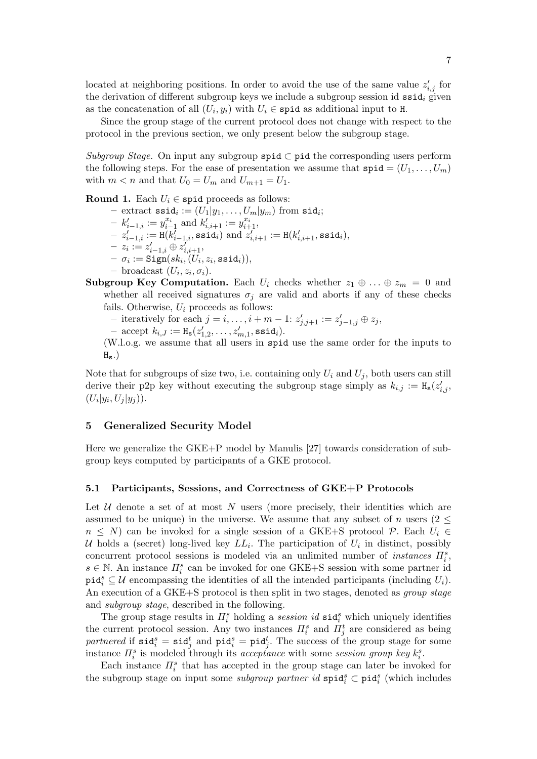located at neighboring positions. In order to avoid the use of the same value $z'_{i,j}$ for the derivation of different subgroup keys we include a subgroup session id $\mathtt{ssid}_i$ given as the concatenation of all $(U_i, y_i)$ with $U_i \in \mathtt{spid}$ as additional input to $\mathtt{H}$.

Since the group stage of the current protocol does not change with respect to the protocol in the previous section, we only present below the subgroup stage.

*Subgroup Stage.* On input any subgroup $\mathtt{spid} \subset \mathtt{pid}$ the corresponding users perform the following steps. For the ease of presentation we assume that $\mathtt{spid} = (U_1, \ldots, U_m)$ with $m < n$ and that $U_0 = U_m$ and $U_{m+1} = U_1$.

**Round 1.** Each $U_i \in \mathtt{spid}$ proceeds as follows:

- extract $\mathtt{ssid}_i := (U_1|y_1, \ldots, U_m|y_m)$ from $\mathtt{sid}_i$;
- $k'_{i-1,i} := y_{i-1}^{x_i}$ and $k'_{i,i+1} := y_{i+1}^{x_i}$,
- $z'_{i-1,i} := \mathtt{H}(k'_{i-1,i}, \mathtt{ssid}_i)$ and $z'_{i,i+1} := \mathtt{H}(k'_{i,i+1}, \mathtt{ssid}_i)$,
- $z_i := z'_{i-1,i} \oplus z'_{i,i+1}$,
- $\sigma_i := \mathtt{Sign}(sk_i, (U_i, z_i, \mathtt{ssid}_i))$,
- broadcast $(U_i, z_i, \sigma_i)$.

**Subgroup Key Computation.** Each $U_i$ checks whether $z_1 \oplus \ldots \oplus z_m = 0$ and whether all received signatures $\sigma_j$ are valid and aborts if any of these checks fails. Otherwise, $U_i$ proceeds as follows:

- iteratively for each $j = i, \ldots, i+m-1$: $z'_{j,j+1} := z'_{j-1,j} \oplus z_j$,
- accept $k_{i,J} := \mathtt{H_s}(z'_{1,2}, \ldots, z'_{m,1}, \mathtt{ssid}_i)$.

(W.l.o.g. we assume that all users in $\mathtt{spid}$ use the same order for the inputs to $\mathtt{H_s}$.)

Note that for subgroups of size two, i.e. containing only $U_i$ and $U_j$, both users can still derive their p2p key without executing the subgroup stage simply as $k_{i,j} := \mathtt{H_s}(z'_{i,j}, (U_i|y_i, U_j|y_j))$.

## 5 Generalized Security Model

Here we generalize the GKE+P model by Manulis [27] towards consideration of subgroup keys computed by participants of a GKE protocol.

### 5.1 Participants, Sessions, and Correctness of GKE+P Protocols

Let $\mathcal{U}$ denote a set of at most $N$ users (more precisely, their identities which are assumed to be unique) in the universe. We assume that any subset of $n$ users ($2 \leq n \leq N$) can be invoked for a single session of a GKE+S protocol $\mathcal{P}$. Each $U_i \in \mathcal{U}$ holds a (secret) long-lived key $LL_i$. The participation of $U_i$ in distinct, possibly concurrent protocol sessions is modeled via an unlimited number of *instances* $\Pi_i^s$, $s \in \mathbb{N}$. An instance $\Pi_i^s$ can be invoked for one GKE+S session with some partner id $\mathtt{pid}_i^s \subseteq \mathcal{U}$ encompassing the identities of all the intended participants (including $U_i$). An execution of a GKE+S protocol is then split in two stages, denoted as *group stage* and *subgroup stage*, described in the following.

The group stage results in $\Pi_i^s$ holding a *session id* $\mathtt{sid}_i^s$ which uniquely identifies the current protocol session. Any two instances $\Pi_i^s$ and $\Pi_j^t$ are considered as being *partnered* if $\mathtt{sid}_i^s = \mathtt{sid}_j^t$ and $\mathtt{pid}_i^s = \mathtt{pid}_j^t$. The success of the group stage for some instance $\Pi_i^s$ is modeled through its *acceptance* with some *session group key* $k_i^s$.

Each instance $\Pi_i^s$ that has accepted in the group stage can later be invoked for the subgroup stage on input some *subgroup partner id* $\mathtt{spid}_i^s \subset \mathtt{pid}_i^s$ (which includes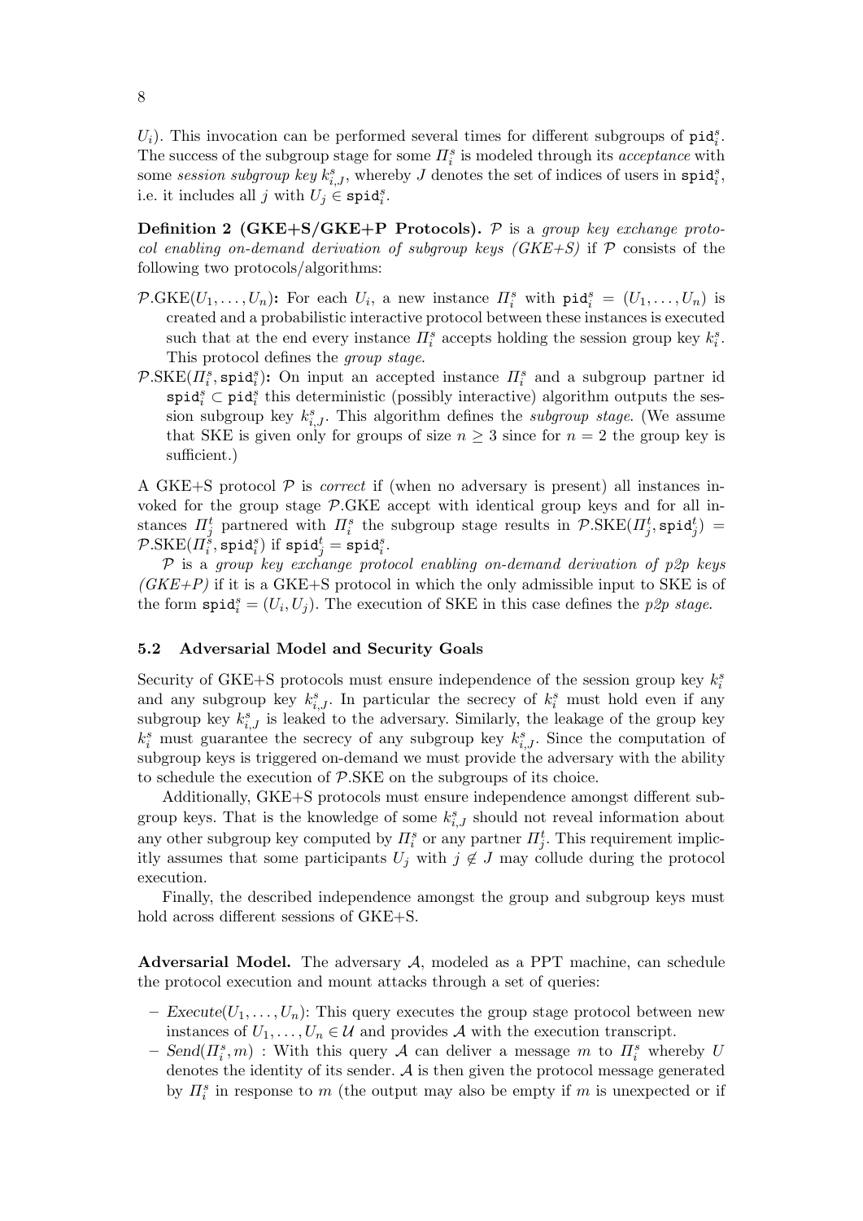$U_i$). This invocation can be performed several times for different subgroups of $\mathtt{pid}_i^s$. The success of the subgroup stage for some $\Pi_i^s$ is modeled through its *acceptance* with some *session subgroup key* $k_{i,J}^s$, whereby $J$ denotes the set of indices of users in $\mathtt{spid}_i^s$, i.e. it includes all $j$ with $U_j \in \mathtt{spid}_i^s$.

**Definition 2 (GKE+S/GKE+P Protocols).** $\mathcal{P}$ is a *group key exchange protocol enabling on-demand derivation of subgroup keys (GKE+S)* if $\mathcal{P}$ consists of the following two protocols/algorithms:

- $\mathcal{P}.\mathrm{GKE}(U_1, \ldots, U_n)$**:** For each $U_i$, a new instance $\Pi_i^s$ with $\mathtt{pid}_i^s = (U_1, \ldots, U_n)$ is created and a probabilistic interactive protocol between these instances is executed such that at the end every instance $\Pi_i^s$ accepts holding the session group key $k_i^s$. This protocol defines the *group stage*.
- $\mathcal{P}.\mathrm{SKE}(\Pi_i^s, \mathtt{spid}_i^s)$**:** On input an accepted instance $\Pi_i^s$ and a subgroup partner id $\mathtt{spid}_i^s \subset \mathtt{pid}_i^s$ this deterministic (possibly interactive) algorithm outputs the session subgroup key $k_{i,J}^s$. This algorithm defines the *subgroup stage*. (We assume that SKE is given only for groups of size $n \geq 3$ since for $n = 2$ the group key is sufficient.)

A GKE+S protocol $\mathcal{P}$ is *correct* if (when no adversary is present) all instances invoked for the group stage $\mathcal{P}$.GKE accept with identical group keys and for all instances $\Pi_j^t$ partnered with $\Pi_i^s$ the subgroup stage results in $\mathcal{P}.\mathrm{SKE}(\Pi_j^t, \mathtt{spid}_j^t) = \mathcal{P}.\mathrm{SKE}(\Pi_i^s, \mathtt{spid}_i^s)$ if $\mathtt{spid}_j^t = \mathtt{spid}_i^s$.

$\mathcal{P}$ is a *group key exchange protocol enabling on-demand derivation of p2p keys (GKE+P)* if it is a GKE+S protocol in which the only admissible input to SKE is of the form $\mathtt{spid}_i^s = (U_i, U_j)$. The execution of SKE in this case defines the *p2p stage*.

### 5.2 Adversarial Model and Security Goals

Security of GKE+S protocols must ensure independence of the session group key $k_i^s$ and any subgroup key $k_{i,J}^s$. In particular the secrecy of $k_i^s$ must hold even if any subgroup key $k_{i,J}^s$ is leaked to the adversary. Similarly, the leakage of the group key $k_i^s$ must guarantee the secrecy of any subgroup key $k_{i,J}^s$. Since the computation of subgroup keys is triggered on-demand we must provide the adversary with the ability to schedule the execution of $\mathcal{P}$.SKE on the subgroups of its choice.

Additionally, GKE+S protocols must ensure independence amongst different subgroup keys. That is the knowledge of some $k_{i,J}^s$ should not reveal information about any other subgroup key computed by $\Pi_i^s$ or any partner $\Pi_j^t$. This requirement implicitly assumes that some participants $U_j$ with $j \notin J$ may collude during the protocol execution.

Finally, the described independence amongst the group and subgroup keys must hold across different sessions of GKE+S.

**Adversarial Model.** The adversary $\mathcal{A}$, modeled as a PPT machine, can schedule the protocol execution and mount attacks through a set of queries:

- *Execute*$(U_1, \ldots, U_n)$: This query executes the group stage protocol between new instances of $U_1, \ldots, U_n \in \mathcal{U}$ and provides $\mathcal{A}$ with the execution transcript.
- *Send*$(\Pi_i^s, m)$ : With this query $\mathcal{A}$ can deliver a message $m$ to $\Pi_i^s$ whereby $U$ denotes the identity of its sender. $\mathcal{A}$ is then given the protocol message generated by $\Pi_i^s$ in response to $m$ (the output may also be empty if $m$ is unexpected or if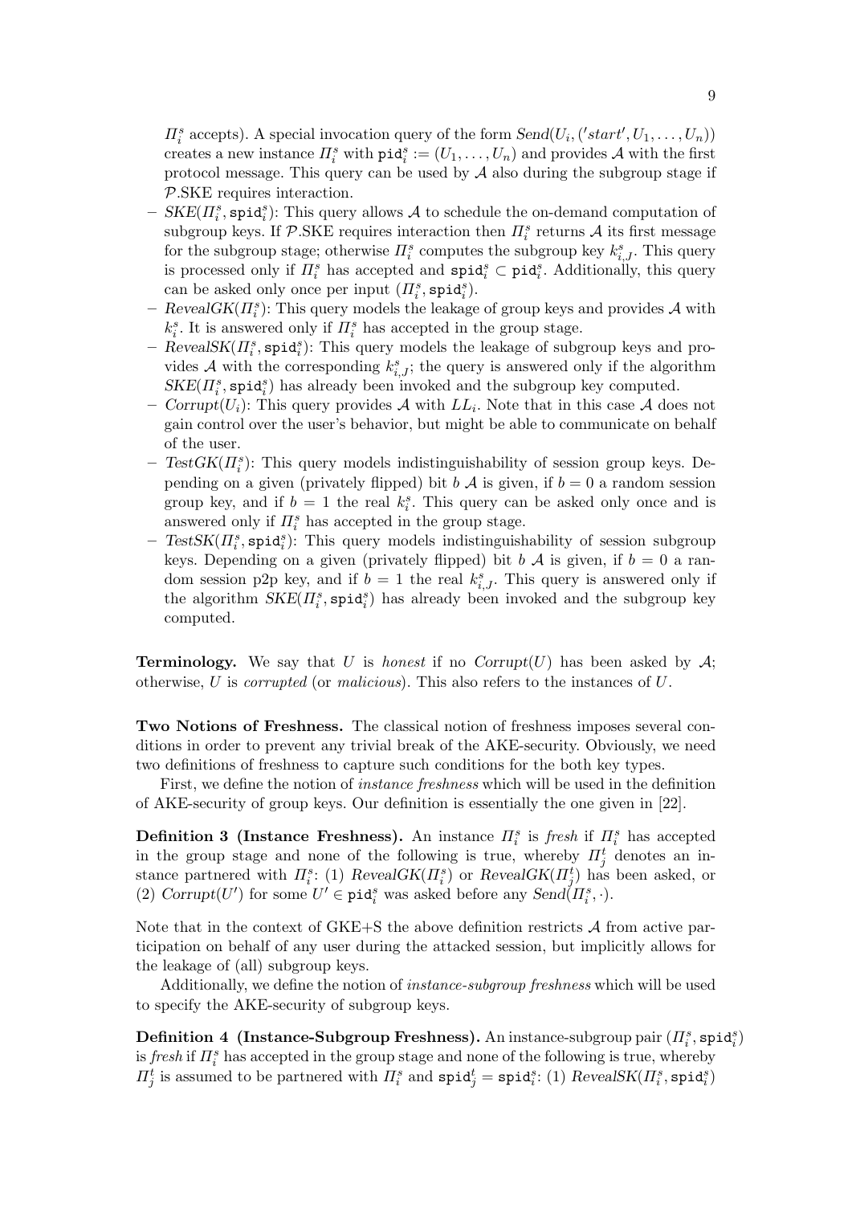$\Pi_i^s$ accepts). A special invocation query of the form $Send(U_i, ('start', U_1, \ldots, U_n))$ creates a new instance $\Pi_i^s$ with $\mathtt{pid}_i^s := (U_1, \ldots, U_n)$ and provides $\mathcal{A}$ with the first protocol message. This query can be used by $\mathcal{A}$ also during the subgroup stage if $\mathcal{P}$.SKE requires interaction.

- $SKE(\Pi_i^s, \mathtt{spid}_i^s)$: This query allows $\mathcal{A}$ to schedule the on-demand computation of subgroup keys. If $\mathcal{P}$.SKE requires interaction then $\Pi_i^s$ returns $\mathcal{A}$ its first message for the subgroup stage; otherwise $\Pi_i^s$ computes the subgroup key $k_{i,J}^s$. This query is processed only if $\Pi_i^s$ has accepted and $\mathtt{spid}_i^s \subset \mathtt{pid}_i^s$. Additionally, this query can be asked only once per input $(\Pi_i^s, \mathtt{spid}_i^s)$.
- $RevealGK(\Pi_i^s)$: This query models the leakage of group keys and provides $\mathcal{A}$ with $k_i^s$. It is answered only if $\Pi_i^s$ has accepted in the group stage.
- $RevealSK(\Pi_i^s, \mathtt{spid}_i^s)$: This query models the leakage of subgroup keys and provides $\mathcal{A}$ with the corresponding $k_{i,J}^s$; the query is answered only if the algorithm $SKE(\Pi_i^s, \mathtt{spid}_i^s)$ has already been invoked and the subgroup key computed.
- $Corrupt(U_i)$: This query provides $\mathcal{A}$ with $LL_i$. Note that in this case $\mathcal{A}$ does not gain control over the user's behavior, but might be able to communicate on behalf of the user.
- $TestGK(\Pi_i^s)$: This query models indistinguishability of session group keys. Depending on a given (privately flipped) bit $b$ $\mathcal{A}$ is given, if $b = 0$ a random session group key, and if $b = 1$ the real $k_i^s$. This query can be asked only once and is answered only if $\Pi_i^s$ has accepted in the group stage.
- $TestSK(\Pi_i^s, \mathtt{spid}_i^s)$: This query models indistinguishability of session subgroup keys. Depending on a given (privately flipped) bit $b$ $\mathcal{A}$ is given, if $b = 0$ a random session p2p key, and if $b = 1$ the real $k_{i,J}^s$. This query is answered only if the algorithm $SKE(\Pi_i^s, \mathtt{spid}_i^s)$ has already been invoked and the subgroup key computed.

**Terminology.** We say that $U$ is *honest* if no $Corrupt(U)$ has been asked by $\mathcal{A}$; otherwise, $U$ is *corrupted* (or *malicious*). This also refers to the instances of $U$.

**Two Notions of Freshness.** The classical notion of freshness imposes several conditions in order to prevent any trivial break of the AKE-security. Obviously, we need two definitions of freshness to capture such conditions for the both key types.

First, we define the notion of *instance freshness* which will be used in the definition of AKE-security of group keys. Our definition is essentially the one given in [22].

**Definition 3 (Instance Freshness).** An instance $\Pi_i^s$ is *fresh* if $\Pi_i^s$ has accepted in the group stage and none of the following is true, whereby $\Pi_j^t$ denotes an instance partnered with $\Pi_i^s$: (1) $RevealGK(\Pi_i^s)$ or $RevealGK(\Pi_j^t)$ has been asked, or (2) $Corrupt(U')$ for some $U' \in \mathtt{pid}_i^s$ was asked before any $Send(\Pi_i^s, \cdot)$.

Note that in the context of GKE+S the above definition restricts $\mathcal{A}$ from active participation on behalf of any user during the attacked session, but implicitly allows for the leakage of (all) subgroup keys.

Additionally, we define the notion of *instance-subgroup freshness* which will be used to specify the AKE-security of subgroup keys.

**Definition 4 (Instance-Subgroup Freshness).** An instance-subgroup pair $(\Pi_i^s, \mathtt{spid}_i^s)$ is *fresh* if $\Pi_i^s$ has accepted in the group stage and none of the following is true, whereby $\Pi_j^t$ is assumed to be partnered with $\Pi_i^s$ and $\mathtt{spid}_j^t = \mathtt{spid}_i^s$: (1) $RevealSK(\Pi_i^s, \mathtt{spid}_i^s)$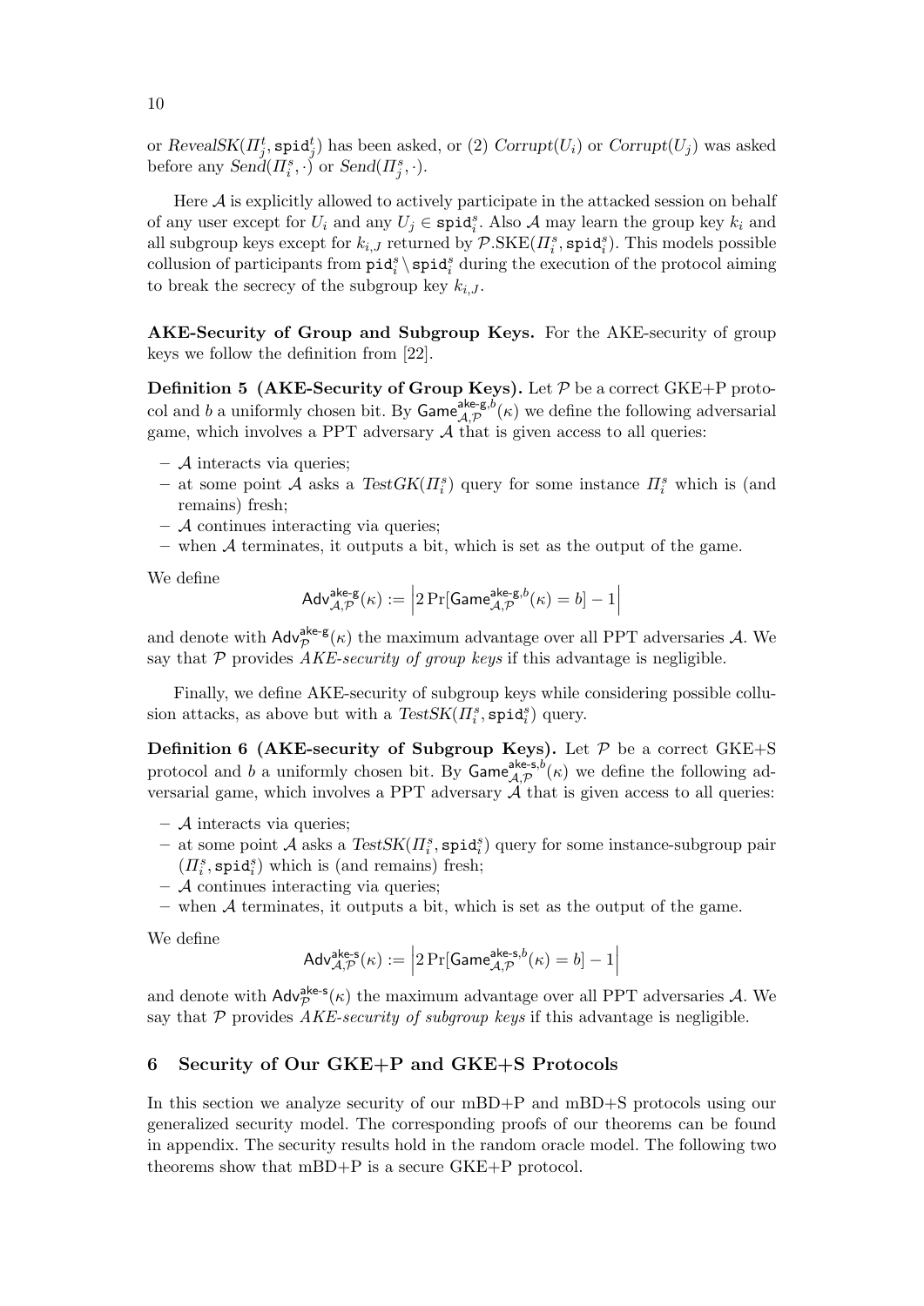or $RevealSK(\Pi_j^t, \mathtt{spid}_j^t)$ has been asked, or (2) $Corrupt(U_i)$ or $Corrupt(U_j)$ was asked before any $Send(\Pi_i^s, \cdot)$ or $Send(\Pi_j^s, \cdot)$.

Here $\mathcal{A}$ is explicitly allowed to actively participate in the attacked session on behalf of any user except for $U_i$ and any $U_j \in \mathtt{spid}_i^s$. Also $\mathcal{A}$ may learn the group key $k_i$ and all subgroup keys except for $k_{i,J}$ returned by $\mathcal{P}.\mathrm{SKE}(\Pi_i^s, \mathtt{spid}_i^s)$. This models possible collusion of participants from $\mathtt{pid}_i^s \setminus \mathtt{spid}_i^s$ during the execution of the protocol aiming to break the secrecy of the subgroup key $k_{i,J}$.

**AKE-Security of Group and Subgroup Keys.** For the AKE-security of group keys we follow the definition from [22].

**Definition 5 (AKE-Security of Group Keys).** Let $\mathcal{P}$ be a correct GKE+P protocol and $b$ a uniformly chosen bit. By $\mathsf{Game}_{\mathcal{A},\mathcal{P}}^{\mathsf{ake\text{-}g},b}(\kappa)$ we define the following adversarial game, which involves a PPT adversary $\mathcal{A}$ that is given access to all queries:

- $\mathcal{A}$ interacts via queries;
- at some point $\mathcal{A}$ asks a $TestGK(\Pi_i^s)$ query for some instance $\Pi_i^s$ which is (and remains) fresh;
- $\mathcal{A}$ continues interacting via queries;
- when $\mathcal{A}$ terminates, it outputs a bit, which is set as the output of the game.

We define

$$\mathsf{Adv}_{\mathcal{A},\mathcal{P}}^{\mathsf{ake\text{-}g}}(\kappa) := \left| 2 \Pr[\mathsf{Game}_{\mathcal{A},\mathcal{P}}^{\mathsf{ake\text{-}g},b}(\kappa) = b] - 1 \right|$$

and denote with $\mathsf{Adv}_{\mathcal{P}}^{\mathsf{ake\text{-}g}}(\kappa)$ the maximum advantage over all PPT adversaries $\mathcal{A}$. We say that $\mathcal{P}$ provides *AKE-security of group keys* if this advantage is negligible.

Finally, we define AKE-security of subgroup keys while considering possible collusion attacks, as above but with a $TestSK(\Pi_i^s, \mathtt{spid}_i^s)$ query.

**Definition 6 (AKE-security of Subgroup Keys).** Let $\mathcal{P}$ be a correct GKE+S protocol and $b$ a uniformly chosen bit. By $\mathsf{Game}_{\mathcal{A},\mathcal{P}}^{\mathsf{ake\text{-}s},b}(\kappa)$ we define the following adversarial game, which involves a PPT adversary $\mathcal{A}$ that is given access to all queries:

- $\mathcal{A}$ interacts via queries;
- at some point $\mathcal{A}$ asks a $TestSK(\Pi_i^s, \mathtt{spid}_i^s)$ query for some instance-subgroup pair $(\Pi_i^s, \mathtt{spid}_i^s)$ which is (and remains) fresh;
- $\mathcal{A}$ continues interacting via queries;
- when $\mathcal{A}$ terminates, it outputs a bit, which is set as the output of the game.

We define

$$\mathsf{Adv}_{\mathcal{A},\mathcal{P}}^{\mathsf{ake\text{-}s}}(\kappa) := \left| 2 \Pr[\mathsf{Game}_{\mathcal{A},\mathcal{P}}^{\mathsf{ake\text{-}s},b}(\kappa) = b] - 1 \right|$$

and denote with $\mathsf{Adv}_{\mathcal{P}}^{\mathsf{ake\text{-}s}}(\kappa)$ the maximum advantage over all PPT adversaries $\mathcal{A}$. We say that $\mathcal{P}$ provides *AKE-security of subgroup keys* if this advantage is negligible.

## 6 Security of Our GKE+P and GKE+S Protocols

In this section we analyze security of our mBD+P and mBD+S protocols using our generalized security model. The corresponding proofs of our theorems can be found in appendix. The security results hold in the random oracle model. The following two theorems show that mBD+P is a secure GKE+P protocol.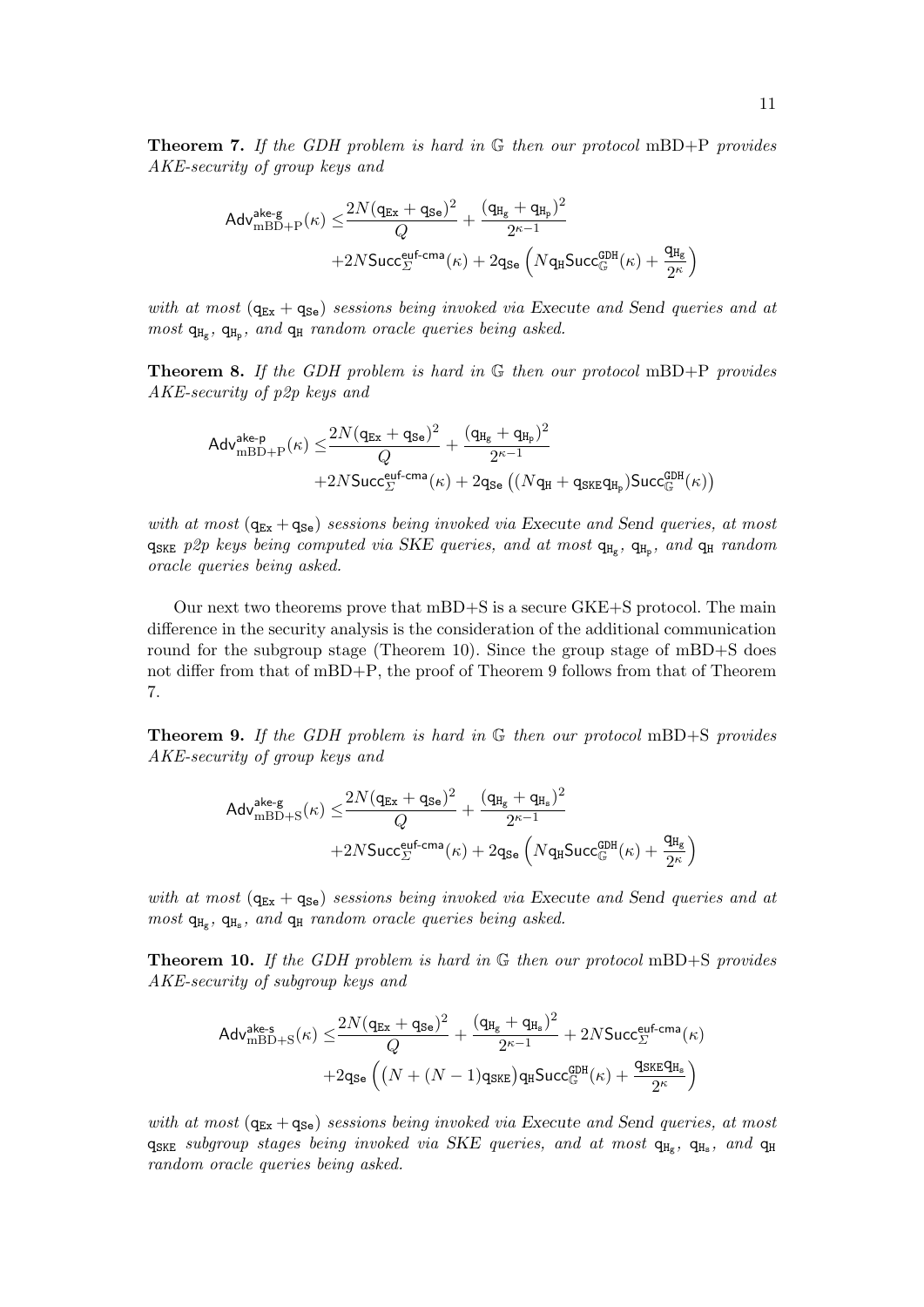**Theorem 7.** *If the GDH problem is hard in $\mathbb{G}$ then our protocol* mBD+P *provides AKE-security of group keys and*

$$\begin{aligned}\mathsf{Adv}^{\mathsf{ake\text{-}g}}_{\mathrm{mBD+P}}(\kappa) \leq & \frac{2N(\mathsf{q}_{\mathtt{Ex}}+\mathsf{q}_{\mathtt{Se}})^2}{Q} + \frac{(\mathsf{q}_{\mathtt{H_g}}+\mathsf{q}_{\mathtt{H_p}})^2}{2^{\kappa-1}} \\ & + 2N\mathsf{Succ}^{\mathsf{euf\text{-}cma}}_{\Sigma}(\kappa) + 2\mathsf{q}_{\mathtt{Se}}\left(N\mathsf{q}_{\mathtt{H}}\mathsf{Succ}^{\mathtt{GDH}}_{\mathbb{G}}(\kappa) + \frac{\mathsf{q}_{\mathtt{H_g}}}{2^{\kappa}}\right)\end{aligned}$$

*with at most $(\mathsf{q}_{\mathtt{Ex}}+\mathsf{q}_{\mathtt{Se}})$ sessions being invoked via Execute and Send queries and at most $\mathsf{q}_{\mathtt{H_g}}$, $\mathsf{q}_{\mathtt{H_p}}$, and $\mathsf{q}_{\mathtt{H}}$ random oracle queries being asked.*

**Theorem 8.** *If the GDH problem is hard in $\mathbb{G}$ then our protocol* mBD+P *provides AKE-security of p2p keys and*

$$\begin{aligned}\mathsf{Adv}^{\mathsf{ake\text{-}p}}_{\mathrm{mBD+P}}(\kappa) \leq & \frac{2N(\mathsf{q}_{\mathtt{Ex}}+\mathsf{q}_{\mathtt{Se}})^2}{Q} + \frac{(\mathsf{q}_{\mathtt{H_g}}+\mathsf{q}_{\mathtt{H_p}})^2}{2^{\kappa-1}} \\ & + 2N\mathsf{Succ}^{\mathsf{euf\text{-}cma}}_{\Sigma}(\kappa) + 2\mathsf{q}_{\mathtt{Se}}\left((N\mathsf{q}_{\mathtt{H}} + \mathsf{q}_{\mathtt{SKE}}\mathsf{q}_{\mathtt{H_p}})\mathsf{Succ}^{\mathtt{GDH}}_{\mathbb{G}}(\kappa)\right)\end{aligned}$$

*with at most $(\mathsf{q}_{\mathtt{Ex}}+\mathsf{q}_{\mathtt{Se}})$ sessions being invoked via Execute and Send queries, at most $\mathsf{q}_{\mathtt{SKE}}$ p2p keys being computed via SKE queries, and at most $\mathsf{q}_{\mathtt{H_g}}$, $\mathsf{q}_{\mathtt{H_p}}$, and $\mathsf{q}_{\mathtt{H}}$ random oracle queries being asked.*

Our next two theorems prove that mBD+S is a secure GKE+S protocol. The main difference in the security analysis is the consideration of the additional communication round for the subgroup stage (Theorem 10). Since the group stage of mBD+S does not differ from that of mBD+P, the proof of Theorem 9 follows from that of Theorem 7.

**Theorem 9.** *If the GDH problem is hard in $\mathbb{G}$ then our protocol* mBD+S *provides AKE-security of group keys and*

$$\begin{aligned}\mathsf{Adv}^{\mathsf{ake\text{-}g}}_{\mathrm{mBD+S}}(\kappa) \leq & \frac{2N(\mathsf{q}_{\mathtt{Ex}}+\mathsf{q}_{\mathtt{Se}})^2}{Q} + \frac{(\mathsf{q}_{\mathtt{H_g}}+\mathsf{q}_{\mathtt{H_s}})^2}{2^{\kappa-1}} \\ & + 2N\mathsf{Succ}^{\mathsf{euf\text{-}cma}}_{\Sigma}(\kappa) + 2\mathsf{q}_{\mathtt{Se}}\left(N\mathsf{q}_{\mathtt{H}}\mathsf{Succ}^{\mathtt{GDH}}_{\mathbb{G}}(\kappa) + \frac{\mathsf{q}_{\mathtt{H_g}}}{2^{\kappa}}\right)\end{aligned}$$

*with at most $(\mathsf{q}_{\mathtt{Ex}}+\mathsf{q}_{\mathtt{Se}})$ sessions being invoked via Execute and Send queries and at most $\mathsf{q}_{\mathtt{H_g}}$, $\mathsf{q}_{\mathtt{H_s}}$, and $\mathsf{q}_{\mathtt{H}}$ random oracle queries being asked.*

**Theorem 10.** *If the GDH problem is hard in $\mathbb{G}$ then our protocol* mBD+S *provides AKE-security of subgroup keys and*

$$\begin{aligned}\mathsf{Adv}^{\mathsf{ake\text{-}s}}_{\mathrm{mBD+S}}(\kappa) \leq & \frac{2N(\mathsf{q}_{\mathtt{Ex}}+\mathsf{q}_{\mathtt{Se}})^2}{Q} + \frac{(\mathsf{q}_{\mathtt{H_g}}+\mathsf{q}_{\mathtt{H_s}})^2}{2^{\kappa-1}} + 2N\mathsf{Succ}^{\mathsf{euf\text{-}cma}}_{\Sigma}(\kappa) \\ & + 2\mathsf{q}_{\mathtt{Se}}\left(\left(N + (N-1)\mathsf{q}_{\mathtt{SKE}}\right)\mathsf{q}_{\mathtt{H}}\mathsf{Succ}^{\mathtt{GDH}}_{\mathbb{G}}(\kappa) + \frac{\mathsf{q}_{\mathtt{SKE}}\mathsf{q}_{\mathtt{H_s}}}{2^{\kappa}}\right)\end{aligned}$$

*with at most $(\mathsf{q}_{\mathtt{Ex}}+\mathsf{q}_{\mathtt{Se}})$ sessions being invoked via Execute and Send queries, at most $\mathsf{q}_{\mathtt{SKE}}$ subgroup stages being invoked via SKE queries, and at most $\mathsf{q}_{\mathtt{H_g}}$, $\mathsf{q}_{\mathtt{H_s}}$, and $\mathsf{q}_{\mathtt{H}}$ random oracle queries being asked.*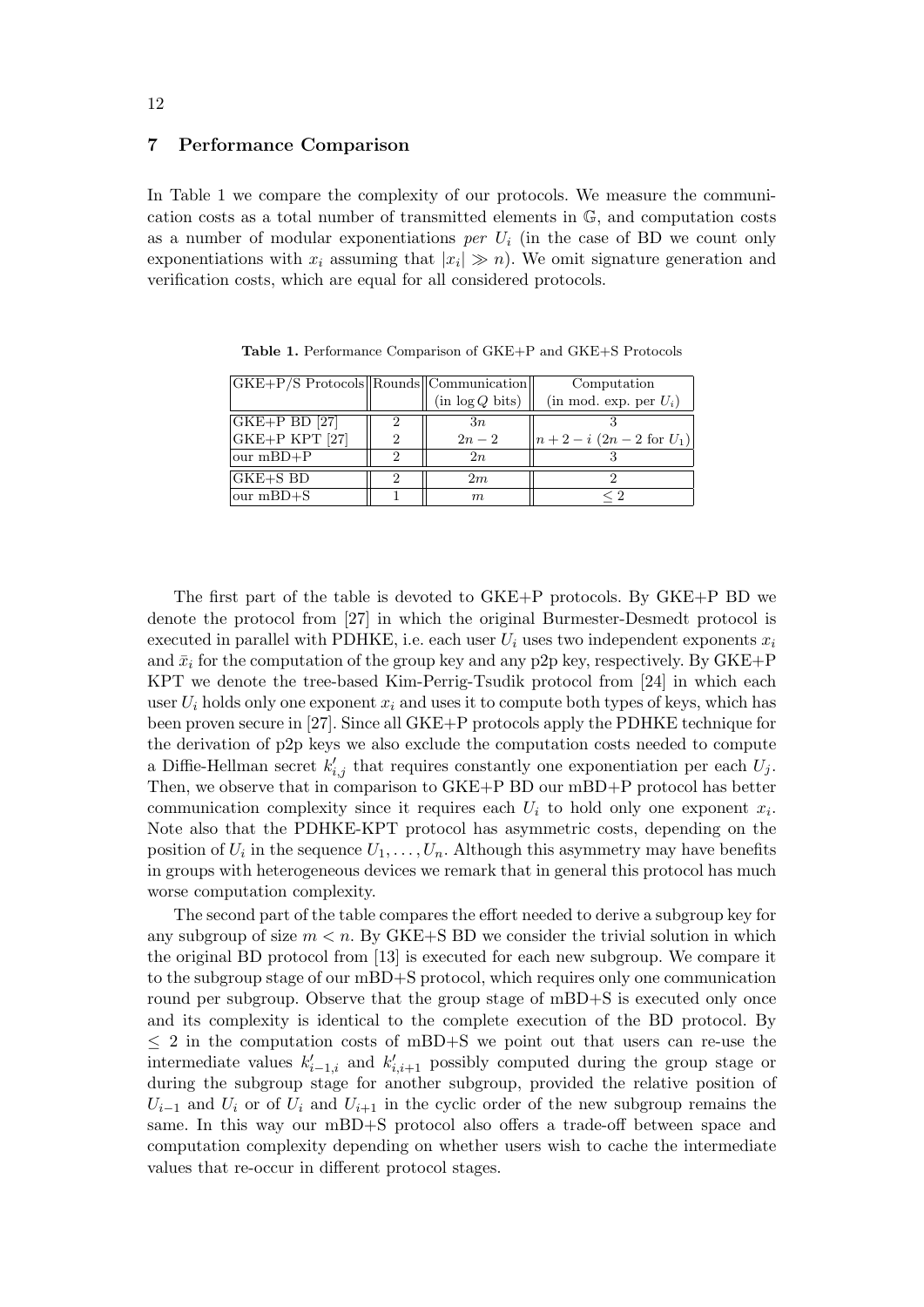## 7 Performance Comparison

In Table 1 we compare the complexity of our protocols. We measure the communication costs as a total number of transmitted elements in $\mathbb{G}$, and computation costs as a number of modular exponentiations *per* $U_i$ (in the case of BD we count only exponentiations with $x_i$ assuming that $|x_i| \gg n$). We omit signature generation and verification costs, which are equal for all considered protocols.

**Table 1.** Performance Comparison of GKE+P and GKE+S Protocols

| GKE+P/S Protocols | Rounds | Communication (in $\log Q$ bits) | Computation (in mod. exp. per $U_i$) |
|---|---|---|---|
| GKE+P BD [27] | 2 | $3n$ | 3 |
| GKE+P KPT [27] | 2 | $2n-2$ | $n+2-i$ ($2n-2$ for $U_1$) |
| our mBD+P | 2 | $2n$ | 3 |
| GKE+S BD | 2 | $2m$ | 2 |
| our mBD+S | 1 | $m$ | $\leq 2$ |

The first part of the table is devoted to GKE+P protocols. By GKE+P BD we denote the protocol from [27] in which the original Burmester-Desmedt protocol is executed in parallel with PDHKE, i.e. each user $U_i$ uses two independent exponents $x_i$ and $\bar{x}_i$ for the computation of the group key and any p2p key, respectively. By GKE+P KPT we denote the tree-based Kim-Perrig-Tsudik protocol from [24] in which each user $U_i$ holds only one exponent $x_i$ and uses it to compute both types of keys, which has been proven secure in [27]. Since all GKE+P protocols apply the PDHKE technique for the derivation of p2p keys we also exclude the computation costs needed to compute a Diffie-Hellman secret $k'_{i,j}$ that requires constantly one exponentiation per each $U_j$. Then, we observe that in comparison to GKE+P BD our mBD+P protocol has better communication complexity since it requires each $U_i$ to hold only one exponent $x_i$. Note also that the PDHKE-KPT protocol has asymmetric costs, depending on the position of $U_i$ in the sequence $U_1, \ldots, U_n$. Although this asymmetry may have benefits in groups with heterogeneous devices we remark that in general this protocol has much worse computation complexity.

The second part of the table compares the effort needed to derive a subgroup key for any subgroup of size $m < n$. By GKE+S BD we consider the trivial solution in which the original BD protocol from [13] is executed for each new subgroup. We compare it to the subgroup stage of our mBD+S protocol, which requires only one communication round per subgroup. Observe that the group stage of mBD+S is executed only once and its complexity is identical to the complete execution of the BD protocol. By $\leq 2$ in the computation costs of mBD+S we point out that users can re-use the intermediate values $k'_{i-1,i}$ and $k'_{i,i+1}$ possibly computed during the group stage or during the subgroup stage for another subgroup, provided the relative position of $U_{i-1}$ and $U_i$ or of $U_i$ and $U_{i+1}$ in the cyclic order of the new subgroup remains the same. In this way our mBD+S protocol also offers a trade-off between space and computation complexity depending on whether users wish to cache the intermediate values that re-occur in different protocol stages.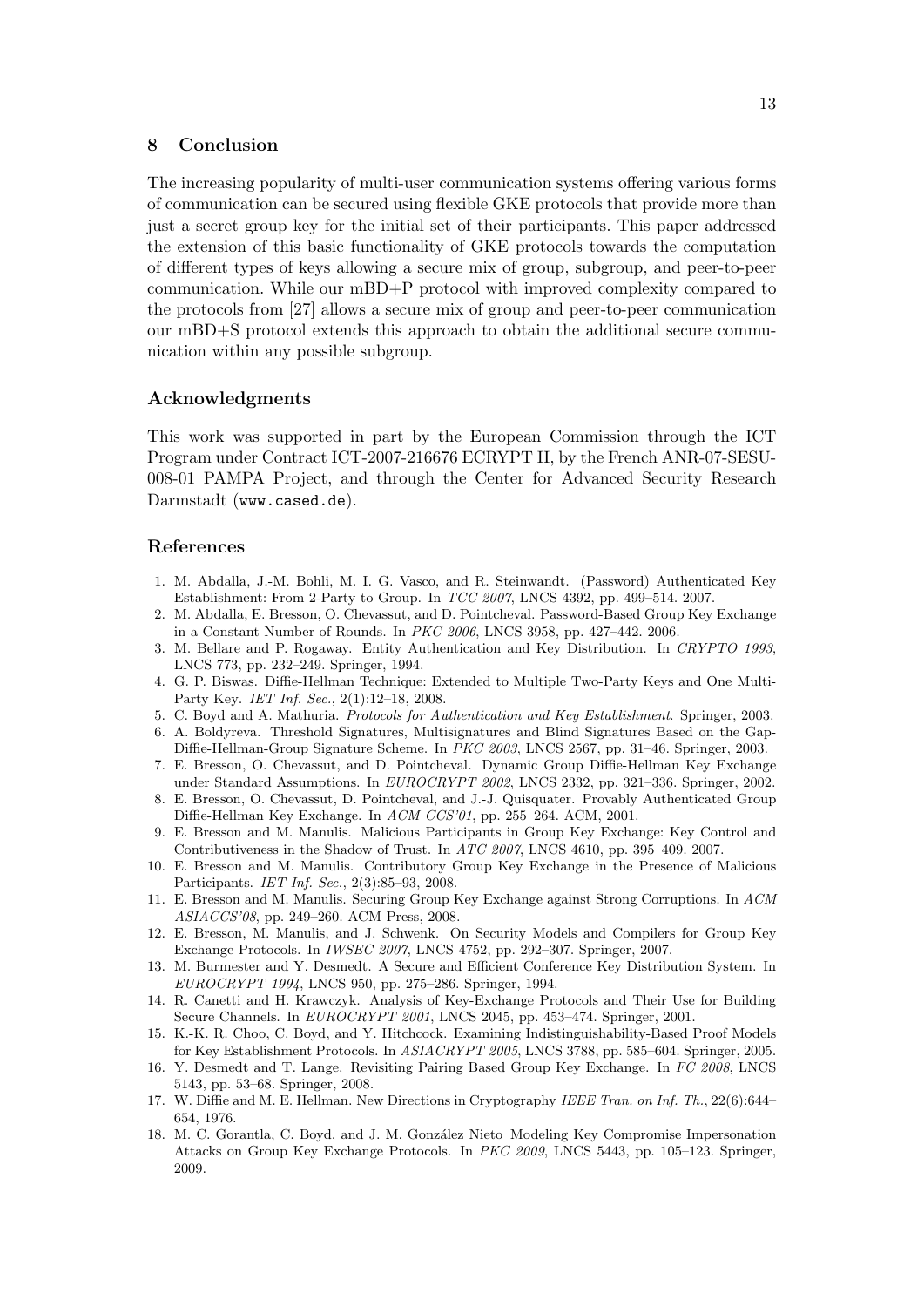## 8 Conclusion

The increasing popularity of multi-user communication systems offering various forms of communication can be secured using flexible GKE protocols that provide more than just a secret group key for the initial set of their participants. This paper addressed the extension of this basic functionality of GKE protocols towards the computation of different types of keys allowing a secure mix of group, subgroup, and peer-to-peer communication. While our mBD+P protocol with improved complexity compared to the protocols from [27] allows a secure mix of group and peer-to-peer communication our mBD+S protocol extends this approach to obtain the additional secure communication within any possible subgroup.

### Acknowledgments

This work was supported in part by the European Commission through the ICT Program under Contract ICT-2007-216676 ECRYPT II, by the French ANR-07-SESU-008-01 PAMPA Project, and through the Center for Advanced Security Research Darmstadt (`www.cased.de`).

### References

1. M. Abdalla, J.-M. Bohli, M. I. G. Vasco, and R. Steinwandt. (Password) Authenticated Key Establishment: From 2-Party to Group. In *TCC 2007*, LNCS 4392, pp. 499–514. 2007.
2. M. Abdalla, E. Bresson, O. Chevassut, and D. Pointcheval. Password-Based Group Key Exchange in a Constant Number of Rounds. In *PKC 2006*, LNCS 3958, pp. 427–442. 2006.
3. M. Bellare and P. Rogaway. Entity Authentication and Key Distribution. In *CRYPTO 1993*, LNCS 773, pp. 232–249. Springer, 1994.
4. G. P. Biswas. Diffie-Hellman Technique: Extended to Multiple Two-Party Keys and One Multi-Party Key. *IET Inf. Sec.*, 2(1):12–18, 2008.
5. C. Boyd and A. Mathuria. *Protocols for Authentication and Key Establishment*. Springer, 2003.
6. A. Boldyreva. Threshold Signatures, Multisignatures and Blind Signatures Based on the Gap-Diffie-Hellman-Group Signature Scheme. In *PKC 2003*, LNCS 2567, pp. 31–46. Springer, 2003.
7. E. Bresson, O. Chevassut, and D. Pointcheval. Dynamic Group Diffie-Hellman Key Exchange under Standard Assumptions. In *EUROCRYPT 2002*, LNCS 2332, pp. 321–336. Springer, 2002.
8. E. Bresson, O. Chevassut, D. Pointcheval, and J.-J. Quisquater. Provably Authenticated Group Diffie-Hellman Key Exchange. In *ACM CCS'01*, pp. 255–264. ACM, 2001.
9. E. Bresson and M. Manulis. Malicious Participants in Group Key Exchange: Key Control and Contributiveness in the Shadow of Trust. In *ATC 2007*, LNCS 4610, pp. 395–409. 2007.
10. E. Bresson and M. Manulis. Contributory Group Key Exchange in the Presence of Malicious Participants. *IET Inf. Sec.*, 2(3):85–93, 2008.
11. E. Bresson and M. Manulis. Securing Group Key Exchange against Strong Corruptions. In *ACM ASIACCS'08*, pp. 249–260. ACM Press, 2008.
12. E. Bresson, M. Manulis, and J. Schwenk. On Security Models and Compilers for Group Key Exchange Protocols. In *IWSEC 2007*, LNCS 4752, pp. 292–307. Springer, 2007.
13. M. Burmester and Y. Desmedt. A Secure and Efficient Conference Key Distribution System. In *EUROCRYPT 1994*, LNCS 950, pp. 275–286. Springer, 1994.
14. R. Canetti and H. Krawczyk. Analysis of Key-Exchange Protocols and Their Use for Building Secure Channels. In *EUROCRYPT 2001*, LNCS 2045, pp. 453–474. Springer, 2001.
15. K.-K. R. Choo, C. Boyd, and Y. Hitchcock. Examining Indistinguishability-Based Proof Models for Key Establishment Protocols. In *ASIACRYPT 2005*, LNCS 3788, pp. 585–604. Springer, 2005.
16. Y. Desmedt and T. Lange. Revisiting Pairing Based Group Key Exchange. In *FC 2008*, LNCS 5143, pp. 53–68. Springer, 2008.
17. W. Diffie and M. E. Hellman. New Directions in Cryptography *IEEE Tran. on Inf. Th.*, 22(6):644–654, 1976.
18. M. C. Gorantla, C. Boyd, and J. M. González Nieto Modeling Key Compromise Impersonation Attacks on Group Key Exchange Protocols. In *PKC 2009*, LNCS 5443, pp. 105–123. Springer, 2009.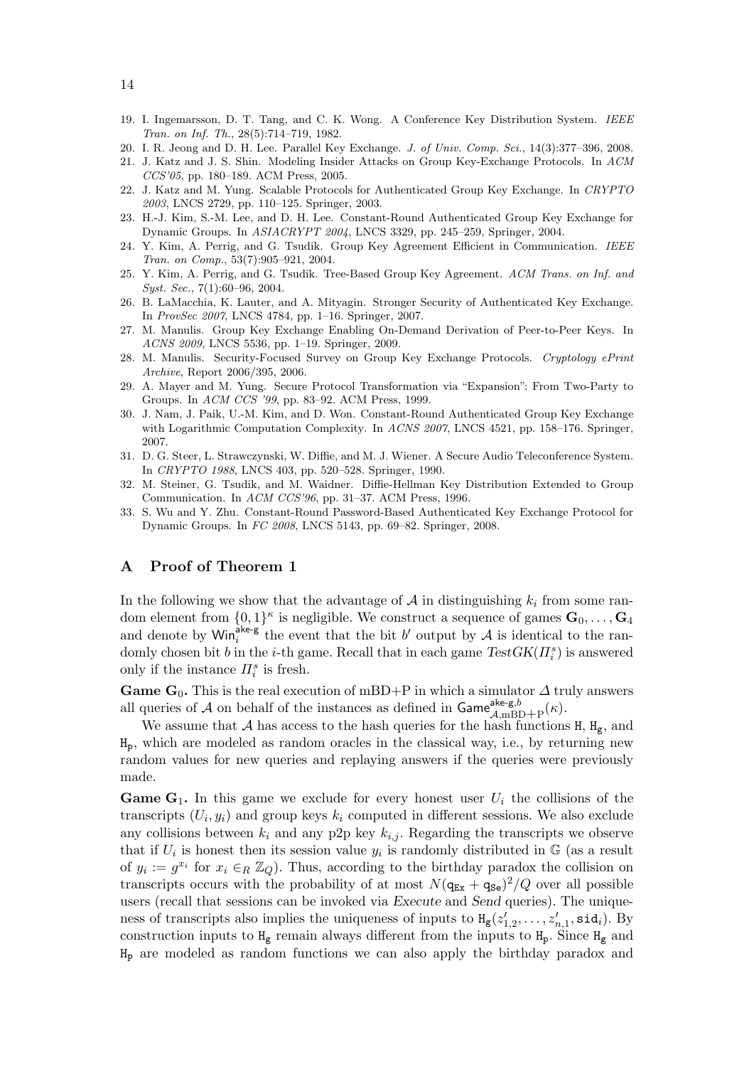19. I. Ingemarsson, D. T. Tang, and C. K. Wong. A Conference Key Distribution System. *IEEE Tran. on Inf. Th.*, 28(5):714–719, 1982.
20. I. R. Jeong and D. H. Lee. Parallel Key Exchange. *J. of Univ. Comp. Sci.*, 14(3):377–396, 2008.
21. J. Katz and J. S. Shin. Modeling Insider Attacks on Group Key-Exchange Protocols. In *ACM CCS'05*, pp. 180–189. ACM Press, 2005.
22. J. Katz and M. Yung. Scalable Protocols for Authenticated Group Key Exchange. In *CRYPTO 2003*, LNCS 2729, pp. 110–125. Springer, 2003.
23. H.-J. Kim, S.-M. Lee, and D. H. Lee. Constant-Round Authenticated Group Key Exchange for Dynamic Groups. In *ASIACRYPT 2004*, LNCS 3329, pp. 245–259, Springer, 2004.
24. Y. Kim, A. Perrig, and G. Tsudik. Group Key Agreement Efficient in Communication. *IEEE Tran. on Comp.*, 53(7):905–921, 2004.
25. Y. Kim, A. Perrig, and G. Tsudik. Tree-Based Group Key Agreement. *ACM Trans. on Inf. and Syst. Sec.*, 7(1):60–96, 2004.
26. B. LaMacchia, K. Lauter, and A. Mityagin. Stronger Security of Authenticated Key Exchange. In *ProvSec 2007*, LNCS 4784, pp. 1–16. Springer, 2007.
27. M. Manulis. Group Key Exchange Enabling On-Demand Derivation of Peer-to-Peer Keys. In *ACNS 2009*, LNCS 5536, pp. 1–19. Springer, 2009.
28. M. Manulis. Security-Focused Survey on Group Key Exchange Protocols. *Cryptology ePrint Archive*, Report 2006/395, 2006.
29. A. Mayer and M. Yung. Secure Protocol Transformation via "Expansion": From Two-Party to Groups. In *ACM CCS '99*, pp. 83–92. ACM Press, 1999.
30. J. Nam, J. Paik, U.-M. Kim, and D. Won. Constant-Round Authenticated Group Key Exchange with Logarithmic Computation Complexity. In *ACNS 2007*, LNCS 4521, pp. 158–176. Springer, 2007.
31. D. G. Steer, L. Strawczynski, W. Diffie, and M. J. Wiener. A Secure Audio Teleconference System. In *CRYPTO 1988*, LNCS 403, pp. 520–528. Springer, 1990.
32. M. Steiner, G. Tsudik, and M. Waidner. Diffie-Hellman Key Distribution Extended to Group Communication. In *ACM CCS'96*, pp. 31–37. ACM Press, 1996.
33. S. Wu and Y. Zhu. Constant-Round Password-Based Authenticated Key Exchange Protocol for Dynamic Groups. In *FC 2008*, LNCS 5143, pp. 69–82. Springer, 2008.

## A Proof of Theorem 1

In the following we show that the advantage of $\mathcal{A}$ in distinguishing $k_i$ from some random element from $\{0,1\}^\kappa$ is negligible. We construct a sequence of games $\mathbf{G}_0, \ldots, \mathbf{G}_4$ and denote by $\mathsf{Win}_i^{\mathsf{ake\text{-}g}}$ the event that the bit $b'$ output by $\mathcal{A}$ is identical to the randomly chosen bit $b$ in the $i$-th game. Recall that in each game $TestGK(\Pi_i^s)$ is answered only if the instance $\Pi_i^s$ is fresh.

**Game $\mathbf{G}_0$.** This is the real execution of mBD+P in which a simulator $\Delta$ truly answers all queries of $\mathcal{A}$ on behalf of the instances as defined in $\mathsf{Game}_{\mathcal{A},\mathrm{mBD+P}}^{\mathsf{ake\text{-}g},b}(\kappa)$.

We assume that $\mathcal{A}$ has access to the hash queries for the hash functions $\mathtt{H}$, $\mathtt{H_g}$, and $\mathtt{H_p}$, which are modeled as random oracles in the classical way, i.e., by returning new random values for new queries and replaying answers if the queries were previously made.

**Game $\mathbf{G}_1$.** In this game we exclude for every honest user $U_i$ the collisions of the transcripts $(U_i, y_i)$ and group keys $k_i$ computed in different sessions. We also exclude any collisions between $k_i$ and any p2p key $k_{i,j}$. Regarding the transcripts we observe that if $U_i$ is honest then its session value $y_i$ is randomly distributed in $\mathbb{G}$ (as a result of $y_i := g^{x_i}$ for $x_i \in_R \mathbb{Z}_Q$). Thus, according to the birthday paradox the collision on transcripts occurs with the probability of at most $N(\mathsf{q_{Ex}} + \mathsf{q_{Se}})^2/Q$ over all possible users (recall that sessions can be invoked via *Execute* and *Send* queries). The uniqueness of transcripts also implies the uniqueness of inputs to $\mathtt{H_g}(z'_{1,2}, \ldots, z'_{n,1}, \mathtt{sid}_i)$. By construction inputs to $\mathtt{H_g}$ remain always different from the inputs to $\mathtt{H_p}$. Since $\mathtt{H_g}$ and $\mathtt{H_p}$ are modeled as random functions we can also apply the birthday paradox and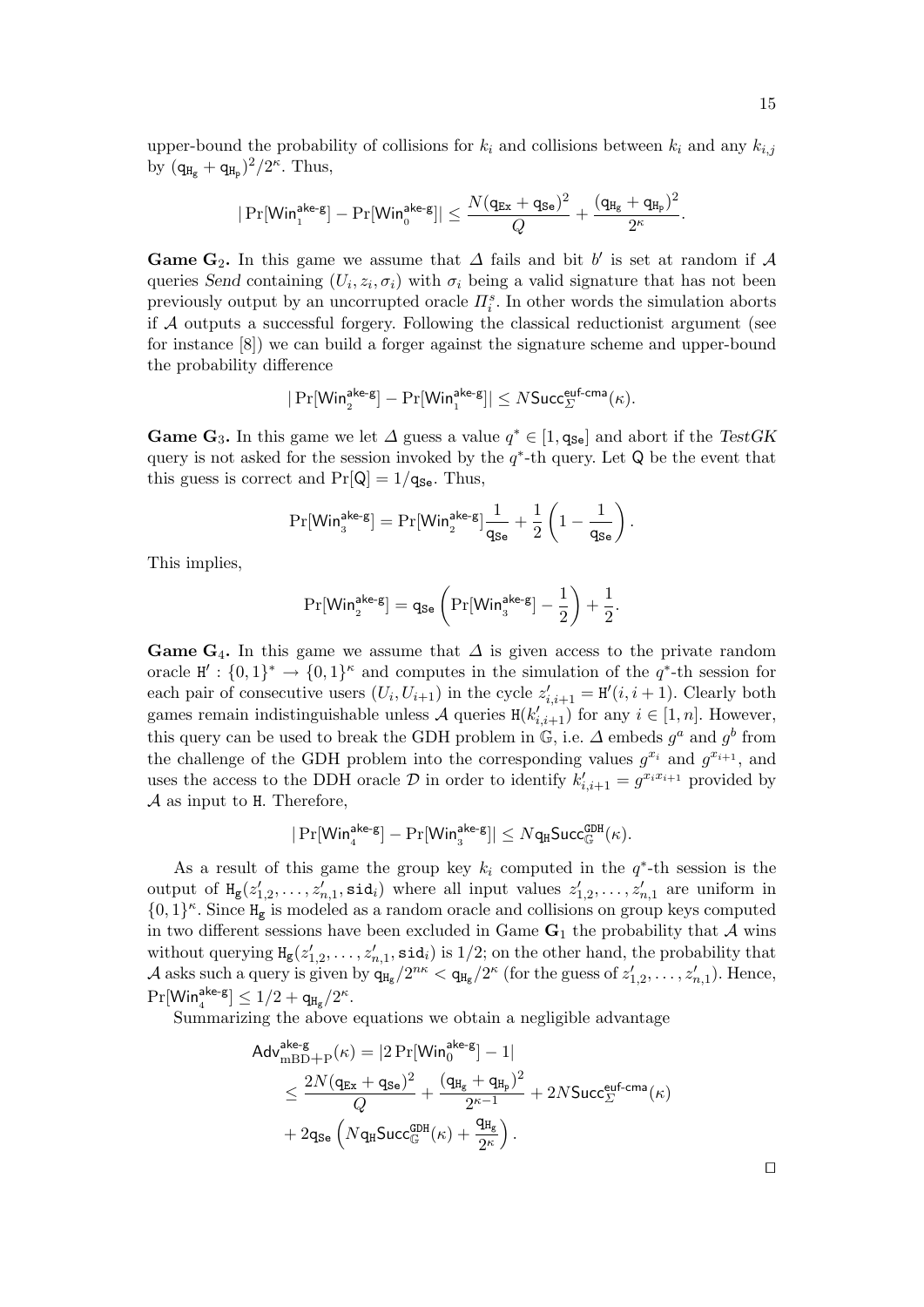upper-bound the probability of collisions for $k_i$ and collisions between $k_i$ and any $k_{i,j}$ by $(\mathsf{q}_{\mathtt{H_g}} + \mathsf{q}_{\mathtt{H_p}})^2/2^\kappa$. Thus,

$$|\Pr[\mathsf{Win}_1^{\mathsf{ake\text{-}g}}] - \Pr[\mathsf{Win}_0^{\mathsf{ake\text{-}g}}]| \leq \frac{N(\mathsf{q}_{\mathtt{Ex}} + \mathsf{q}_{\mathtt{Se}})^2}{Q} + \frac{(\mathsf{q}_{\mathtt{H_g}} + \mathsf{q}_{\mathtt{H_p}})^2}{2^\kappa}.$$

**Game G$_2$.** In this game we assume that $\Delta$ fails and bit $b'$ is set at random if $\mathcal{A}$ queries *Send* containing $(U_i, z_i, \sigma_i)$ with $\sigma_i$ being a valid signature that has not been previously output by an uncorrupted oracle $\Pi_i^s$. In other words the simulation aborts if $\mathcal{A}$ outputs a successful forgery. Following the classical reductionist argument (see for instance [8]) we can build a forger against the signature scheme and upper-bound the probability difference

$$|\Pr[\mathsf{Win}_2^{\mathsf{ake\text{-}g}}] - \Pr[\mathsf{Win}_1^{\mathsf{ake\text{-}g}}]| \leq N\mathsf{Succ}_\Sigma^{\mathsf{euf\text{-}cma}}(\kappa).$$

**Game G$_3$.** In this game we let $\Delta$ guess a value $q^* \in [1, \mathsf{q}_{\mathtt{Se}}]$ and abort if the *TestGK* query is not asked for the session invoked by the $q^*$-th query. Let $\mathsf{Q}$ be the event that this guess is correct and $\Pr[\mathsf{Q}] = 1/\mathsf{q}_{\mathtt{Se}}$. Thus,

$$\Pr[\mathsf{Win}_3^{\mathsf{ake\text{-}g}}] = \Pr[\mathsf{Win}_2^{\mathsf{ake\text{-}g}}]\frac{1}{\mathsf{q}_{\mathtt{Se}}} + \frac{1}{2}\left(1 - \frac{1}{\mathsf{q}_{\mathtt{Se}}}\right).$$

This implies,

$$\Pr[\mathsf{Win}_2^{\mathsf{ake\text{-}g}}] = \mathsf{q}_{\mathtt{Se}}\left(\Pr[\mathsf{Win}_3^{\mathsf{ake\text{-}g}}] - \frac{1}{2}\right) + \frac{1}{2}.$$

**Game G$_4$.** In this game we assume that $\Delta$ is given access to the private random oracle $\mathtt{H}' : \{0,1\}^* \rightarrow \{0,1\}^\kappa$ and computes in the simulation of the $q^*$-th session for each pair of consecutive users $(U_i, U_{i+1})$ in the cycle $z'_{i,i+1} = \mathtt{H}'(i, i+1)$. Clearly both games remain indistinguishable unless $\mathcal{A}$ queries $\mathtt{H}(k'_{i,i+1})$ for any $i \in [1, n]$. However, this query can be used to break the GDH problem in $\mathbb{G}$, i.e. $\Delta$ embeds $g^a$ and $g^b$ from the challenge of the GDH problem into the corresponding values $g^{x_i}$ and $g^{x_{i+1}}$, and uses the access to the DDH oracle $\mathcal{D}$ in order to identify $k'_{i,i+1} = g^{x_i x_{i+1}}$ provided by $\mathcal{A}$ as input to $\mathtt{H}$. Therefore,

$$|\Pr[\mathsf{Win}_4^{\mathsf{ake\text{-}g}}] - \Pr[\mathsf{Win}_3^{\mathsf{ake\text{-}g}}]| \leq N\mathsf{q}_{\mathtt{H}}\mathsf{Succ}_{\mathbb{G}}^{\mathtt{GDH}}(\kappa).$$

As a result of this game the group key $k_i$ computed in the $q^*$-th session is the output of $\mathtt{H_g}(z'_{1,2}, \ldots, z'_{n,1}, \mathtt{sid}_i)$ where all input values $z'_{1,2}, \ldots, z'_{n,1}$ are uniform in $\{0,1\}^\kappa$. Since $\mathtt{H_g}$ is modeled as a random oracle and collisions on group keys computed in two different sessions have been excluded in Game $\mathbf{G}_1$ the probability that $\mathcal{A}$ wins without querying $\mathtt{H_g}(z'_{1,2}, \ldots, z'_{n,1}, \mathtt{sid}_i)$ is $1/2$; on the other hand, the probability that $\mathcal{A}$ asks such a query is given by $\mathsf{q}_{\mathtt{H_g}}/2^{n\kappa} < \mathsf{q}_{\mathtt{H_g}}/2^\kappa$ (for the guess of $z'_{1,2}, \ldots, z'_{n,1}$). Hence, $\Pr[\mathsf{Win}_4^{\mathsf{ake\text{-}g}}] \leq 1/2 + \mathsf{q}_{\mathtt{H_g}}/2^\kappa$.

Summarizing the above equations we obtain a negligible advantage

$$\begin{aligned}
\mathsf{Adv}_{\mathrm{mBD+P}}^{\mathsf{ake\text{-}g}}(\kappa) &= |2\Pr[\mathsf{Win}_0^{\mathsf{ake\text{-}g}}] - 1| \\
&\leq \frac{2N(\mathsf{q}_{\mathtt{Ex}} + \mathsf{q}_{\mathtt{Se}})^2}{Q} + \frac{(\mathsf{q}_{\mathtt{H_g}} + \mathsf{q}_{\mathtt{H_p}})^2}{2^{\kappa-1}} + 2N\mathsf{Succ}_\Sigma^{\mathsf{euf\text{-}cma}}(\kappa) \\
&+ 2\mathsf{q}_{\mathtt{Se}}\left(N\mathsf{q}_{\mathtt{H}}\mathsf{Succ}_{\mathbb{G}}^{\mathtt{GDH}}(\kappa) + \frac{\mathsf{q}_{\mathtt{H_g}}}{2^\kappa}\right).
\end{aligned}$$

□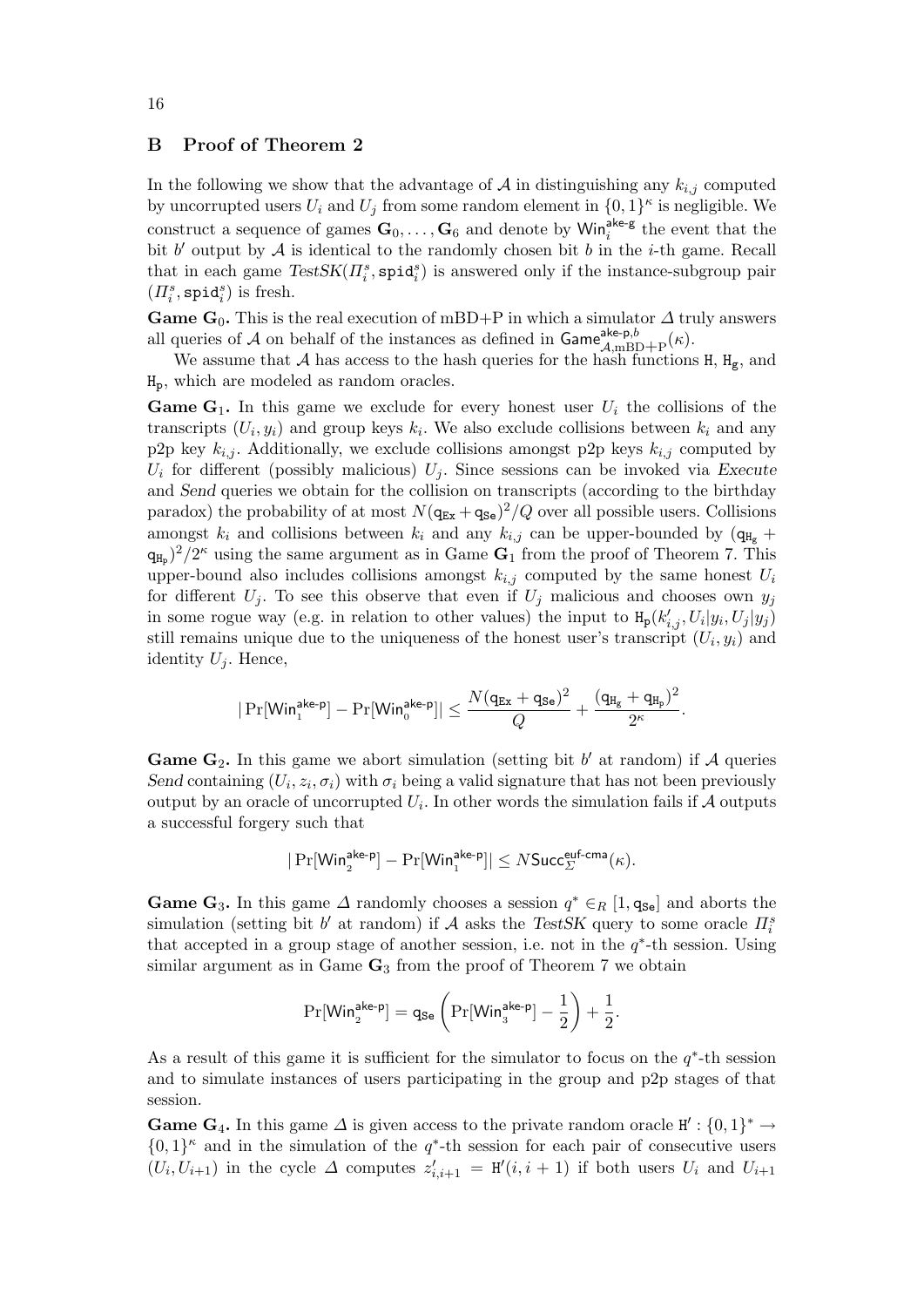## B Proof of Theorem 2

In the following we show that the advantage of $\mathcal{A}$ in distinguishing any $k_{i,j}$ computed by uncorrupted users $U_i$ and $U_j$ from some random element in $\{0,1\}^\kappa$ is negligible. We construct a sequence of games $\mathbf{G}_0, \ldots, \mathbf{G}_6$ and denote by $\mathsf{Win}_i^{\mathsf{ake\text{-}g}}$ the event that the bit $b'$ output by $\mathcal{A}$ is identical to the randomly chosen bit $b$ in the $i$-th game. Recall that in each game $\mathit{TestSK}(\Pi_i^s, \mathtt{spid}_i^s)$ is answered only if the instance-subgroup pair $(\Pi_i^s, \mathtt{spid}_i^s)$ is fresh.

**Game $\mathbf{G}_0$.** This is the real execution of mBD+P in which a simulator $\Delta$ truly answers all queries of $\mathcal{A}$ on behalf of the instances as defined in $\mathsf{Game}_{\mathcal{A},\text{mBD+P}}^{\mathsf{ake\text{-}p},b}(\kappa)$.

We assume that $\mathcal{A}$ has access to the hash queries for the hash functions $\mathtt{H}$, $\mathtt{H_g}$, and $\mathtt{H_p}$, which are modeled as random oracles.

**Game $\mathbf{G}_1$.** In this game we exclude for every honest user $U_i$ the collisions of the transcripts $(U_i, y_i)$ and group keys $k_i$. We also exclude collisions between $k_i$ and any p2p key $k_{i,j}$. Additionally, we exclude collisions amongst p2p keys $k_{i,j}$ computed by $U_i$ for different (possibly malicious) $U_j$. Since sessions can be invoked via *Execute* and *Send* queries we obtain for the collision on transcripts (according to the birthday paradox) the probability of at most $N(\mathsf{q_{Ex}} + \mathsf{q_{Se}})^2/Q$ over all possible users. Collisions amongst $k_i$ and collisions between $k_i$ and any $k_{i,j}$ can be upper-bounded by $(\mathsf{q}_{\mathtt{H_g}} + \mathsf{q}_{\mathtt{H_p}})^2/2^\kappa$ using the same argument as in Game $\mathbf{G}_1$ from the proof of Theorem 7. This upper-bound also includes collisions amongst $k_{i,j}$ computed by the same honest $U_i$ for different $U_j$. To see this observe that even if $U_j$ malicious and chooses own $y_j$ in some rogue way (e.g. in relation to other values) the input to $\mathtt{H_p}(k'_{i,j}, U_i|y_i, U_j|y_j)$ still remains unique due to the uniqueness of the honest user's transcript $(U_i, y_i)$ and identity $U_j$. Hence,

$$|\Pr[\mathsf{Win}_1^{\mathsf{ake\text{-}p}}] - \Pr[\mathsf{Win}_0^{\mathsf{ake\text{-}p}}]| \leq \frac{N(\mathsf{q_{Ex}} + \mathsf{q_{Se}})^2}{Q} + \frac{(\mathsf{q}_{\mathtt{H_g}} + \mathsf{q}_{\mathtt{H_p}})^2}{2^\kappa}.$$

**Game $\mathbf{G}_2$.** In this game we abort simulation (setting bit $b'$ at random) if $\mathcal{A}$ queries *Send* containing $(U_i, z_i, \sigma_i)$ with $\sigma_i$ being a valid signature that has not been previously output by an oracle of uncorrupted $U_i$. In other words the simulation fails if $\mathcal{A}$ outputs a successful forgery such that

$$|\Pr[\mathsf{Win}_2^{\mathsf{ake\text{-}p}}] - \Pr[\mathsf{Win}_1^{\mathsf{ake\text{-}p}}]| \leq N\mathsf{Succ}_\Sigma^{\mathsf{euf\text{-}cma}}(\kappa).$$

**Game $\mathbf{G}_3$.** In this game $\Delta$ randomly chooses a session $q^* \in_R [1, \mathsf{q_{Se}}]$ and aborts the simulation (setting bit $b'$ at random) if $\mathcal{A}$ asks the *TestSK* query to some oracle $\Pi_i^s$ that accepted in a group stage of another session, i.e. not in the $q^*$-th session. Using similar argument as in Game $\mathbf{G}_3$ from the proof of Theorem 7 we obtain

$$\Pr[\mathsf{Win}_2^{\mathsf{ake\text{-}p}}] = \mathsf{q_{Se}}\left(\Pr[\mathsf{Win}_3^{\mathsf{ake\text{-}p}}] - \frac{1}{2}\right) + \frac{1}{2}.$$

As a result of this game it is sufficient for the simulator to focus on the $q^*$-th session and to simulate instances of users participating in the group and p2p stages of that session.

**Game $\mathbf{G}_4$.** In this game $\Delta$ is given access to the private random oracle $\mathtt{H}' : \{0,1\}^* \to \{0,1\}^\kappa$ and in the simulation of the $q^*$-th session for each pair of consecutive users $(U_i, U_{i+1})$ in the cycle $\Delta$ computes $z'_{i,i+1} = \mathtt{H}'(i, i+1)$ if both users $U_i$ and $U_{i+1}$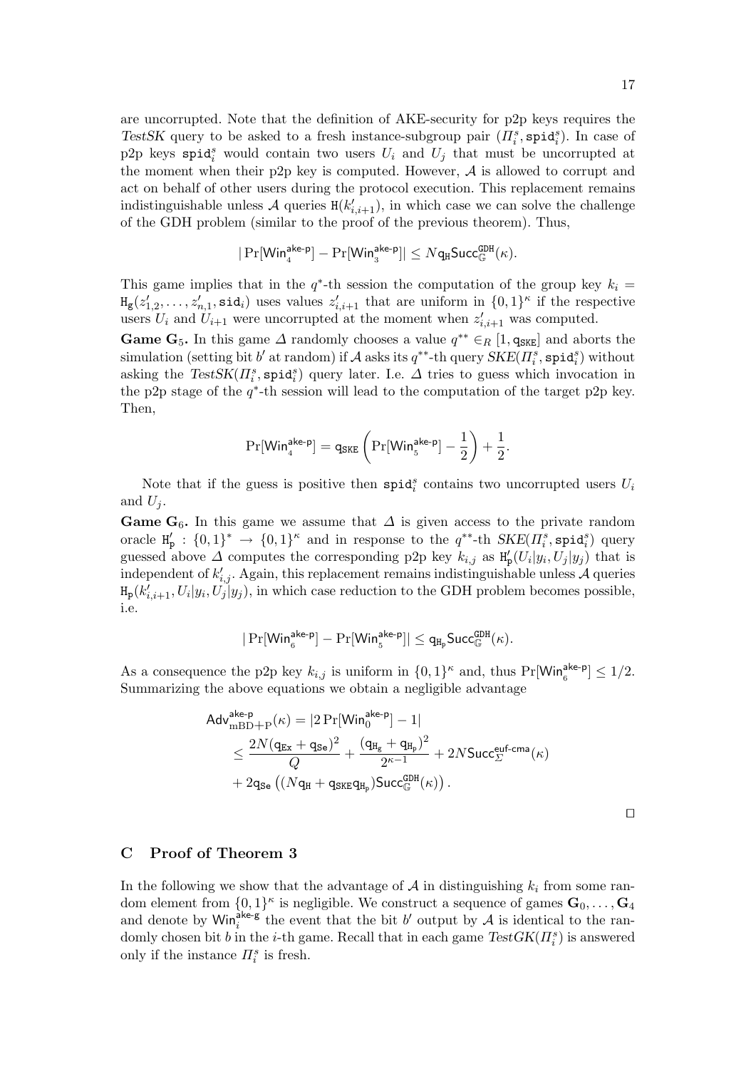are uncorrupted. Note that the definition of AKE-security for p2p keys requires the *TestSK* query to be asked to a fresh instance-subgroup pair $(\Pi_i^s, \mathtt{spid}_i^s)$. In case of p2p keys $\mathtt{spid}_i^s$ would contain two users $U_i$ and $U_j$ that must be uncorrupted at the moment when their p2p key is computed. However, $\mathcal{A}$ is allowed to corrupt and act on behalf of other users during the protocol execution. This replacement remains indistinguishable unless $\mathcal{A}$ queries $\mathtt{H}(k'_{i,i+1})$, in which case we can solve the challenge of the GDH problem (similar to the proof of the previous theorem). Thus,

$$|\Pr[\mathsf{Win}_4^{\mathsf{ake\text{-}p}}] - \Pr[\mathsf{Win}_3^{\mathsf{ake\text{-}p}}]| \leq N\mathsf{q}_{\mathtt{H}}\mathsf{Succ}_{\mathbb{G}}^{\mathtt{GDH}}(\kappa).$$

This game implies that in the $q^*$-th session the computation of the group key $k_i = \mathtt{H}_{\mathtt{g}}(z'_{1,2}, \ldots, z'_{n,1}, \mathtt{sid}_i)$ uses values $z'_{i,i+1}$ that are uniform in $\{0,1\}^\kappa$ if the respective users $U_i$ and $U_{i+1}$ were uncorrupted at the moment when $z'_{i,i+1}$ was computed.

**Game $\mathbf{G}_5$.** In this game $\Delta$ randomly chooses a value $q^{**} \in_R [1, \mathsf{q}_{\mathtt{SKE}}]$ and aborts the simulation (setting bit $b'$ at random) if $\mathcal{A}$ asks its $q^{**}$-th query $SKE(\Pi_i^s, \mathtt{spid}_i^s)$ without asking the $TestSK(\Pi_i^s, \mathtt{spid}_i^s)$ query later. I.e. $\Delta$ tries to guess which invocation in the p2p stage of the $q^*$-th session will lead to the computation of the target p2p key. Then,

$$\Pr[\mathsf{Win}_4^{\mathsf{ake\text{-}p}}] = \mathsf{q}_{\mathtt{SKE}} \left( \Pr[\mathsf{Win}_5^{\mathsf{ake\text{-}p}}] - \frac{1}{2} \right) + \frac{1}{2}.$$

Note that if the guess is positive then $\mathtt{spid}_i^s$ contains two uncorrupted users $U_i$ and $U_j$.

**Game $\mathbf{G}_6$.** In this game we assume that $\Delta$ is given access to the private random oracle $\mathtt{H}'_{\mathtt{p}} : \{0,1\}^* \to \{0,1\}^\kappa$ and in response to the $q^{**}$-th $SKE(\Pi_i^s, \mathtt{spid}_i^s)$ query guessed above $\Delta$ computes the corresponding p2p key $k_{i,j}$ as $\mathtt{H}'_{\mathtt{p}}(U_i|y_i, U_j|y_j)$ that is independent of $k'_{i,j}$. Again, this replacement remains indistinguishable unless $\mathcal{A}$ queries $\mathtt{H}_{\mathtt{p}}(k'_{i,i+1}, U_i|y_i, U_j|y_j)$, in which case reduction to the GDH problem becomes possible, i.e.

$$|\Pr[\mathsf{Win}_6^{\mathsf{ake\text{-}p}}] - \Pr[\mathsf{Win}_5^{\mathsf{ake\text{-}p}}]| \leq \mathsf{q}_{\mathtt{H}_{\mathtt{p}}}\mathsf{Succ}_{\mathbb{G}}^{\mathtt{GDH}}(\kappa).$$

As a consequence the p2p key $k_{i,j}$ is uniform in $\{0,1\}^\kappa$ and, thus $\Pr[\mathsf{Win}_6^{\mathsf{ake\text{-}p}}] \leq 1/2$. Summarizing the above equations we obtain a negligible advantage

$$\begin{aligned}
\mathsf{Adv}_{\mathrm{mBD+P}}^{\mathsf{ake\text{-}p}}(\kappa) &= |2\Pr[\mathsf{Win}_0^{\mathsf{ake\text{-}p}}] - 1| \\
&\leq \frac{2N(\mathsf{q}_{\mathtt{Ex}} + \mathsf{q}_{\mathtt{Se}})^2}{Q} + \frac{(\mathsf{q}_{\mathtt{H}_{\mathtt{g}}} + \mathsf{q}_{\mathtt{H}_{\mathtt{p}}})^2}{2^{\kappa-1}} + 2N\mathsf{Succ}_{\Sigma}^{\mathsf{euf\text{-}cma}}(\kappa) \\
&+ 2\mathsf{q}_{\mathtt{Se}}\left( (N\mathsf{q}_{\mathtt{H}} + \mathsf{q}_{\mathtt{SKE}}\mathsf{q}_{\mathtt{H}_{\mathtt{p}}})\mathsf{Succ}_{\mathbb{G}}^{\mathtt{GDH}}(\kappa) \right).
\end{aligned}$$

□

## C Proof of Theorem 3

In the following we show that the advantage of $\mathcal{A}$ in distinguishing $k_i$ from some random element from $\{0,1\}^\kappa$ is negligible. We construct a sequence of games $\mathbf{G}_0, \ldots, \mathbf{G}_4$ and denote by $\mathsf{Win}_i^{\mathsf{ake\text{-}g}}$ the event that the bit $b'$ output by $\mathcal{A}$ is identical to the randomly chosen bit $b$ in the $i$-th game. Recall that in each game $TestGK(\Pi_i^s)$ is answered only if the instance $\Pi_i^s$ is fresh.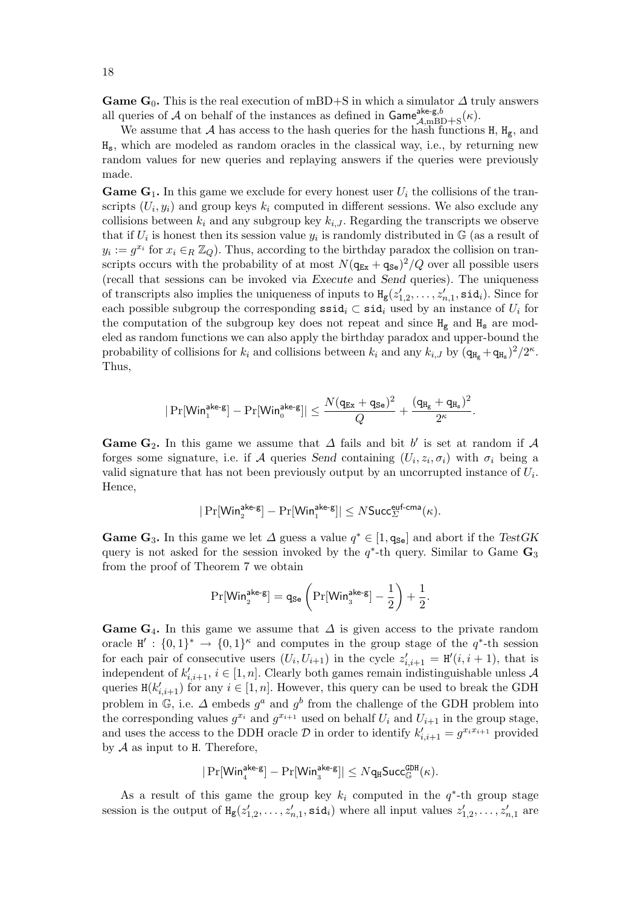**Game $\mathbf{G}_0$.** This is the real execution of mBD+S in which a simulator $\Delta$ truly answers all queries of $\mathcal{A}$ on behalf of the instances as defined in $\mathsf{Game}^{\mathsf{ake\text{-}g},b}_{\mathcal{A},\mathrm{mBD+S}}(\kappa)$.

We assume that $\mathcal{A}$ has access to the hash queries for the hash functions $\mathtt{H}$, $\mathtt{H_g}$, and $\mathtt{H_s}$, which are modeled as random oracles in the classical way, i.e., by returning new random values for new queries and replaying answers if the queries were previously made.

**Game $\mathbf{G}_1$.** In this game we exclude for every honest user $U_i$ the collisions of the transcripts $(U_i, y_i)$ and group keys $k_i$ computed in different sessions. We also exclude any collisions between $k_i$ and any subgroup key $k_{i,J}$. Regarding the transcripts we observe that if $U_i$ is honest then its session value $y_i$ is randomly distributed in $\mathbb{G}$ (as a result of $y_i := g^{x_i}$ for $x_i \in_R \mathbb{Z}_Q$). Thus, according to the birthday paradox the collision on transcripts occurs with the probability of at most $N(\mathsf{q_{Ex}} + \mathsf{q_{Se}})^2/Q$ over all possible users (recall that sessions can be invoked via *Execute* and *Send* queries). The uniqueness of transcripts also implies the uniqueness of inputs to $\mathtt{H_g}(z'_{1,2}, \ldots, z'_{n,1}, \mathtt{sid}_i)$. Since for each possible subgroup the corresponding $\mathtt{ssid}_i \subset \mathtt{sid}_i$ used by an instance of $U_i$ for the computation of the subgroup key does not repeat and since $\mathtt{H_g}$ and $\mathtt{H_s}$ are modeled as random functions we can also apply the birthday paradox and upper-bound the probability of collisions for $k_i$ and collisions between $k_i$ and any $k_{i,J}$ by $(\mathsf{q}_{\mathtt{H_g}} + \mathsf{q}_{\mathtt{H_s}})^2/2^\kappa$. Thus,

$$|\Pr[\mathsf{Win}^{\mathsf{ake\text{-}g}}_1] - \Pr[\mathsf{Win}^{\mathsf{ake\text{-}g}}_0]| \leq \frac{N(\mathsf{q_{Ex}} + \mathsf{q_{Se}})^2}{Q} + \frac{(\mathsf{q}_{\mathtt{H_g}} + \mathsf{q}_{\mathtt{H_s}})^2}{2^\kappa}.$$

**Game $\mathbf{G}_2$.** In this game we assume that $\Delta$ fails and bit $b'$ is set at random if $\mathcal{A}$ forges some signature, i.e. if $\mathcal{A}$ queries *Send* containing $(U_i, z_i, \sigma_i)$ with $\sigma_i$ being a valid signature that has not been previously output by an uncorrupted instance of $U_i$. Hence,

$$|\Pr[\mathsf{Win}^{\mathsf{ake\text{-}g}}_2] - \Pr[\mathsf{Win}^{\mathsf{ake\text{-}g}}_1]| \leq N\mathsf{Succ}^{\mathsf{euf\text{-}cma}}_{\Sigma}(\kappa).$$

**Game $\mathbf{G}_3$.** In this game we let $\Delta$ guess a value $q^* \in [1, \mathsf{q_{Se}}]$ and abort if the *TestGK* query is not asked for the session invoked by the $q^*$-th query. Similar to Game $\mathbf{G}_3$ from the proof of Theorem 7 we obtain

$$\Pr[\mathsf{Win}^{\mathsf{ake\text{-}g}}_2] = \mathsf{q_{Se}}\left(\Pr[\mathsf{Win}^{\mathsf{ake\text{-}g}}_3] - \frac{1}{2}\right) + \frac{1}{2}.$$

**Game $\mathbf{G}_4$.** In this game we assume that $\Delta$ is given access to the private random oracle $\mathtt{H}' : \{0,1\}^* \rightarrow \{0,1\}^\kappa$ and computes in the group stage of the $q^*$-th session for each pair of consecutive users $(U_i, U_{i+1})$ in the cycle $z'_{i,i+1} = \mathtt{H}'(i, i+1)$, that is independent of $k'_{i,i+1}$, $i \in [1, n]$. Clearly both games remain indistinguishable unless $\mathcal{A}$ queries $\mathtt{H}(k'_{i,i+1})$ for any $i \in [1, n]$. However, this query can be used to break the GDH problem in $\mathbb{G}$, i.e. $\Delta$ embeds $g^a$ and $g^b$ from the challenge of the GDH problem into the corresponding values $g^{x_i}$ and $g^{x_{i+1}}$ used on behalf $U_i$ and $U_{i+1}$ in the group stage, and uses the access to the DDH oracle $\mathcal{D}$ in order to identify $k'_{i,i+1} = g^{x_i x_{i+1}}$ provided by $\mathcal{A}$ as input to $\mathtt{H}$. Therefore,

$$|\Pr[\mathsf{Win}^{\mathsf{ake\text{-}g}}_4] - \Pr[\mathsf{Win}^{\mathsf{ake\text{-}g}}_3]| \leq N\mathsf{q_H}\mathsf{Succ}^{\mathtt{GDH}}_{\mathbb{G}}(\kappa).$$

As a result of this game the group key $k_i$ computed in the $q^*$-th group stage session is the output of $\mathtt{H_g}(z'_{1,2}, \ldots, z'_{n,1}, \mathtt{sid}_i)$ where all input values $z'_{1,2}, \ldots, z'_{n,1}$ are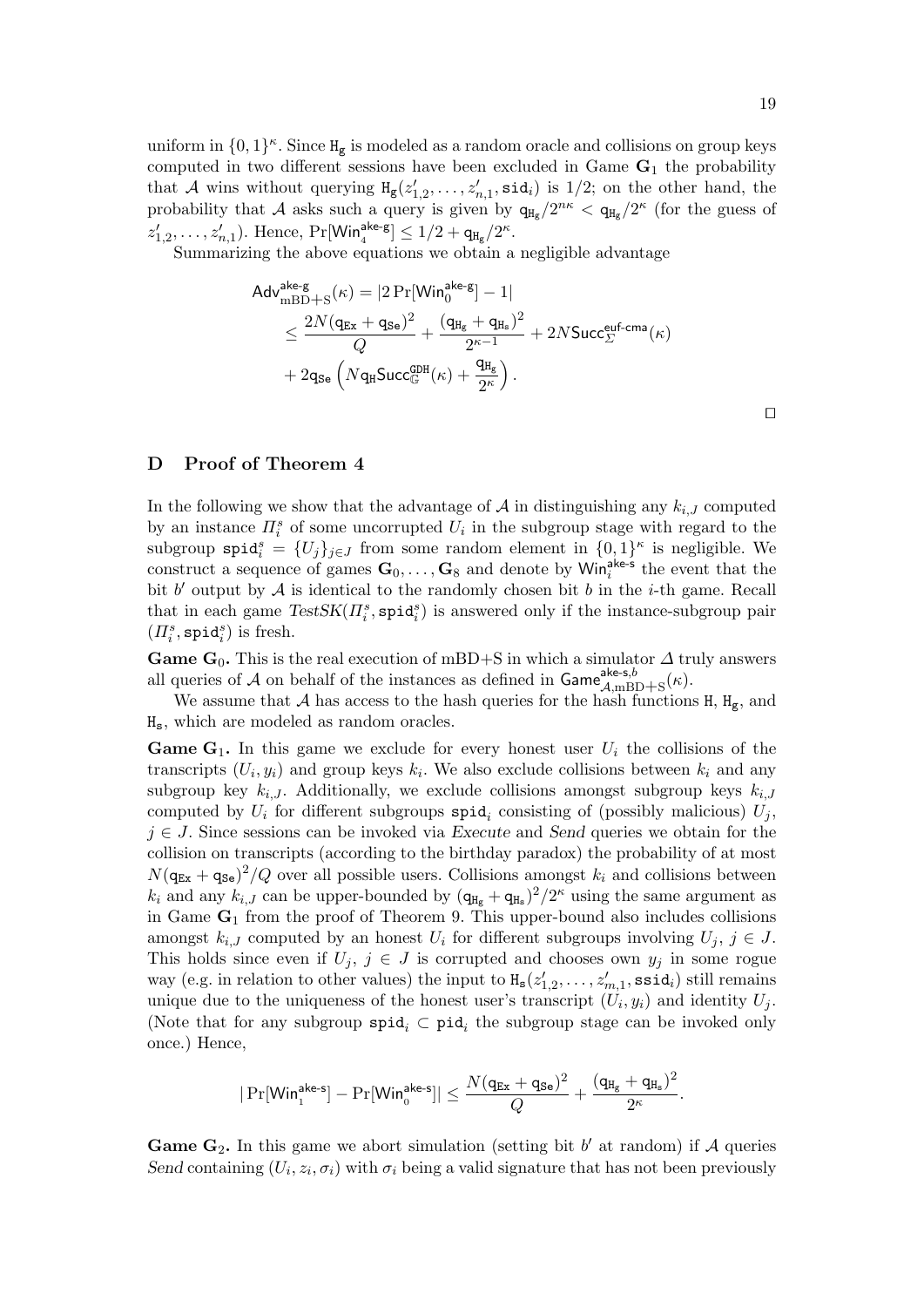uniform in $\{0,1\}^\kappa$. Since $\mathtt{H_g}$ is modeled as a random oracle and collisions on group keys computed in two different sessions have been excluded in Game $\mathbf{G}_1$ the probability that $\mathcal{A}$ wins without querying $\mathtt{H_g}(z'_{1,2},\ldots,z'_{n,1},\mathtt{sid}_i)$ is $1/2$; on the other hand, the probability that $\mathcal{A}$ asks such a query is given by $\mathsf{q}_{\mathtt{H_g}}/2^{n\kappa} < \mathsf{q}_{\mathtt{H_g}}/2^\kappa$ (for the guess of $z'_{1,2},\ldots,z'_{n,1}$). Hence, $\Pr[\mathsf{Win}_4^{\mathsf{ake\text{-}g}}] \leq 1/2 + \mathsf{q}_{\mathtt{H_g}}/2^\kappa$.

Summarizing the above equations we obtain a negligible advantage

$$
\begin{aligned}
\mathsf{Adv}^{\mathsf{ake\text{-}g}}_{\mathrm{mBD+S}}(\kappa) &= |2\Pr[\mathsf{Win}_0^{\mathsf{ake\text{-}g}}] - 1| \\
&\leq \frac{2N(\mathsf{q}_{\mathtt{Ex}}+\mathsf{q}_{\mathtt{Se}})^2}{Q} + \frac{(\mathsf{q}_{\mathtt{H_g}}+\mathsf{q}_{\mathtt{H_s}})^2}{2^{\kappa-1}} + 2N\mathsf{Succ}^{\mathsf{euf\text{-}cma}}_{\Sigma}(\kappa) \\
&\quad + 2\mathsf{q}_{\mathtt{Se}}\left(N\mathsf{q}_{\mathtt{H}}\mathsf{Succ}^{\mathtt{GDH}}_{\mathbb{G}}(\kappa) + \frac{\mathsf{q}_{\mathtt{H_g}}}{2^\kappa}\right).
\end{aligned}
$$

□

## D Proof of Theorem 4

In the following we show that the advantage of $\mathcal{A}$ in distinguishing any $k_{i,J}$ computed by an instance $\Pi_i^s$ of some uncorrupted $U_i$ in the subgroup stage with regard to the subgroup $\mathtt{spid}_i^s = \{U_j\}_{j\in J}$ from some random element in $\{0,1\}^\kappa$ is negligible. We construct a sequence of games $\mathbf{G}_0,\ldots,\mathbf{G}_8$ and denote by $\mathsf{Win}_i^{\mathsf{ake\text{-}s}}$ the event that the bit $b'$ output by $\mathcal{A}$ is identical to the randomly chosen bit $b$ in the $i$-th game. Recall that in each game $\mathit{TestSK}(\Pi_i^s, \mathtt{spid}_i^s)$ is answered only if the instance-subgroup pair $(\Pi_i^s, \mathtt{spid}_i^s)$ is fresh.

**Game $\mathbf{G}_0$.** This is the real execution of mBD+S in which a simulator $\Delta$ truly answers all queries of $\mathcal{A}$ on behalf of the instances as defined in $\mathsf{Game}^{\mathsf{ake\text{-}s},b}_{\mathcal{A},\mathrm{mBD+S}}(\kappa)$.

We assume that $\mathcal{A}$ has access to the hash queries for the hash functions $\mathtt{H}$, $\mathtt{H_g}$, and $\mathtt{H_s}$, which are modeled as random oracles.

**Game $\mathbf{G}_1$.** In this game we exclude for every honest user $U_i$ the collisions of the transcripts $(U_i, y_i)$ and group keys $k_i$. We also exclude collisions between $k_i$ and any subgroup key $k_{i,J}$. Additionally, we exclude collisions amongst subgroup keys $k_{i,J}$ computed by $U_i$ for different subgroups $\mathtt{spid}_i$ consisting of (possibly malicious) $U_j$, $j \in J$. Since sessions can be invoked via *Execute* and *Send* queries we obtain for the collision on transcripts (according to the birthday paradox) the probability of at most $N(\mathsf{q}_{\mathtt{Ex}}+\mathsf{q}_{\mathtt{Se}})^2/Q$ over all possible users. Collisions amongst $k_i$ and collisions between $k_i$ and any $k_{i,J}$ can be upper-bounded by $(\mathsf{q}_{\mathtt{H_g}}+\mathsf{q}_{\mathtt{H_s}})^2/2^\kappa$ using the same argument as in Game $\mathbf{G}_1$ from the proof of Theorem 9. This upper-bound also includes collisions amongst $k_{i,J}$ computed by an honest $U_i$ for different subgroups involving $U_j$, $j \in J$. This holds since even if $U_j$, $j \in J$ is corrupted and chooses own $y_j$ in some rogue way (e.g. in relation to other values) the input to $\mathtt{H_s}(z'_{1,2},\ldots,z'_{m,1},\mathtt{ssid}_i)$ still remains unique due to the uniqueness of the honest user's transcript $(U_i, y_i)$ and identity $U_j$. (Note that for any subgroup $\mathtt{spid}_i \subset \mathtt{pid}_i$ the subgroup stage can be invoked only once.) Hence,

$$
|\Pr[\mathsf{Win}_1^{\mathsf{ake\text{-}s}}] - \Pr[\mathsf{Win}_0^{\mathsf{ake\text{-}s}}]| \leq \frac{N(\mathsf{q}_{\mathtt{Ex}}+\mathsf{q}_{\mathtt{Se}})^2}{Q} + \frac{(\mathsf{q}_{\mathtt{H_g}}+\mathsf{q}_{\mathtt{H_s}})^2}{2^\kappa}.
$$

**Game $\mathbf{G}_2$.** In this game we abort simulation (setting bit $b'$ at random) if $\mathcal{A}$ queries *Send* containing $(U_i, z_i, \sigma_i)$ with $\sigma_i$ being a valid signature that has not been previously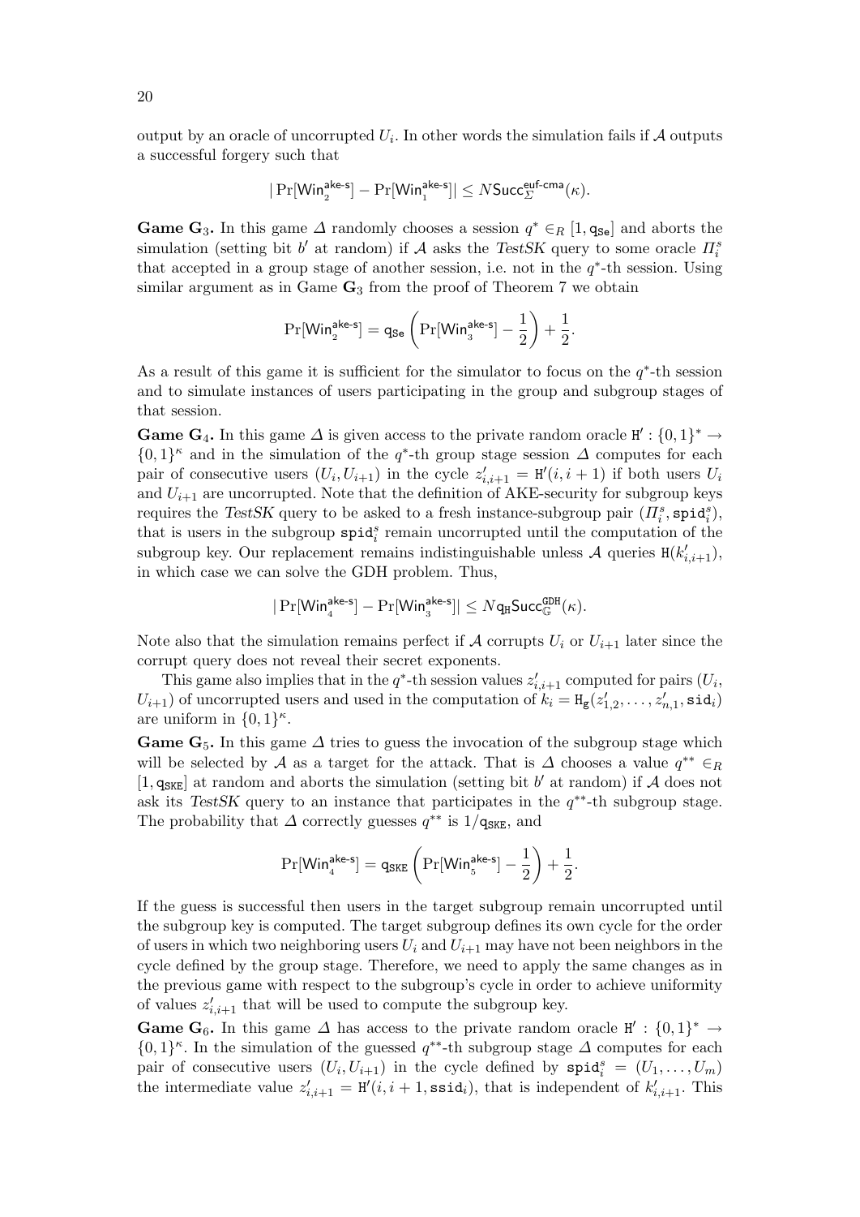output by an oracle of uncorrupted $U_i$. In other words the simulation fails if $\mathcal{A}$ outputs a successful forgery such that

$$|\Pr[\mathsf{Win}_2^{\mathsf{ake\text{-}s}}] - \Pr[\mathsf{Win}_1^{\mathsf{ake\text{-}s}}]| \leq N\mathsf{Succ}_{\Sigma}^{\mathsf{euf\text{-}cma}}(\kappa).$$

**Game $\mathbf{G}_3$.** In this game $\Delta$ randomly chooses a session $q^* \in_R [1, \mathtt{q_{Se}}]$ and aborts the simulation (setting bit $b'$ at random) if $\mathcal{A}$ asks the *TestSK* query to some oracle $\Pi_i^s$ that accepted in a group stage of another session, i.e. not in the $q^*$-th session. Using similar argument as in Game $\mathbf{G}_3$ from the proof of Theorem 7 we obtain

$$\Pr[\mathsf{Win}_2^{\mathsf{ake\text{-}s}}] = \mathtt{q_{Se}}\left(\Pr[\mathsf{Win}_3^{\mathsf{ake\text{-}s}}] - \frac{1}{2}\right) + \frac{1}{2}.$$

As a result of this game it is sufficient for the simulator to focus on the $q^*$-th session and to simulate instances of users participating in the group and subgroup stages of that session.

**Game $\mathbf{G}_4$.** In this game $\Delta$ is given access to the private random oracle $\mathtt{H}' : \{0,1\}^* \to \{0,1\}^\kappa$ and in the simulation of the $q^*$-th group stage session $\Delta$ computes for each pair of consecutive users $(U_i, U_{i+1})$ in the cycle $z'_{i,i+1} = \mathtt{H}'(i, i+1)$ if both users $U_i$ and $U_{i+1}$ are uncorrupted. Note that the definition of AKE-security for subgroup keys requires the *TestSK* query to be asked to a fresh instance-subgroup pair $(\Pi_i^s, \mathtt{spid}_i^s)$, that is users in the subgroup $\mathtt{spid}_i^s$ remain uncorrupted until the computation of the subgroup key. Our replacement remains indistinguishable unless $\mathcal{A}$ queries $\mathtt{H}(k'_{i,i+1})$, in which case we can solve the GDH problem. Thus,

$$|\Pr[\mathsf{Win}_4^{\mathsf{ake\text{-}s}}] - \Pr[\mathsf{Win}_3^{\mathsf{ake\text{-}s}}]| \leq N\mathtt{q_H}\mathsf{Succ}_{\mathbb{G}}^{\mathtt{GDH}}(\kappa).$$

Note also that the simulation remains perfect if $\mathcal{A}$ corrupts $U_i$ or $U_{i+1}$ later since the corrupt query does not reveal their secret exponents.

This game also implies that in the $q^*$-th session values $z'_{i,i+1}$ computed for pairs $(U_i, U_{i+1})$ of uncorrupted users and used in the computation of $k_i = \mathtt{H_g}(z'_{1,2}, \ldots, z'_{n,1}, \mathtt{sid}_i)$ are uniform in $\{0,1\}^\kappa$.

**Game $\mathbf{G}_5$.** In this game $\Delta$ tries to guess the invocation of the subgroup stage which will be selected by $\mathcal{A}$ as a target for the attack. That is $\Delta$ chooses a value $q^{**} \in_R [1, \mathtt{q_{SKE}}]$ at random and aborts the simulation (setting bit $b'$ at random) if $\mathcal{A}$ does not ask its *TestSK* query to an instance that participates in the $q^{**}$-th subgroup stage. The probability that $\Delta$ correctly guesses $q^{**}$ is $1/\mathtt{q_{SKE}}$, and

$$\Pr[\mathsf{Win}_4^{\mathsf{ake\text{-}s}}] = \mathtt{q_{SKE}}\left(\Pr[\mathsf{Win}_5^{\mathsf{ake\text{-}s}}] - \frac{1}{2}\right) + \frac{1}{2}.$$

If the guess is successful then users in the target subgroup remain uncorrupted until the subgroup key is computed. The target subgroup defines its own cycle for the order of users in which two neighboring users $U_i$ and $U_{i+1}$ may have not been neighbors in the cycle defined by the group stage. Therefore, we need to apply the same changes as in the previous game with respect to the subgroup's cycle in order to achieve uniformity of values $z'_{i,i+1}$ that will be used to compute the subgroup key.

**Game $\mathbf{G}_6$.** In this game $\Delta$ has access to the private random oracle $\mathtt{H}' : \{0,1\}^* \to \{0,1\}^\kappa$. In the simulation of the guessed $q^{**}$-th subgroup stage $\Delta$ computes for each pair of consecutive users $(U_i, U_{i+1})$ in the cycle defined by $\mathtt{spid}_i^s = (U_1, \ldots, U_m)$ the intermediate value $z'_{i,i+1} = \mathtt{H}'(i, i+1, \mathtt{ssid}_i)$, that is independent of $k'_{i,i+1}$. This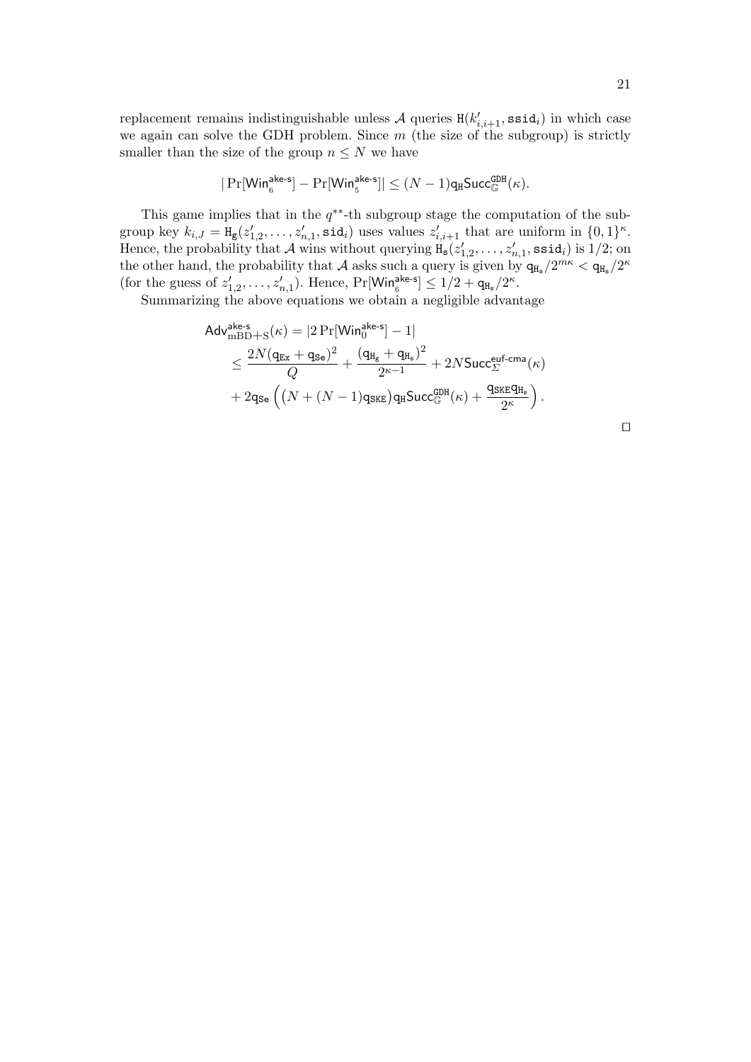replacement remains indistinguishable unless $\mathcal{A}$ queries $\mathtt{H}(k'_{i,i+1}, \mathtt{ssid}_i)$ in which case we again can solve the GDH problem. Since $m$ (the size of the subgroup) is strictly smaller than the size of the group $n \leq N$ we have

$$|\Pr[\mathsf{Win}_6^{\mathsf{ake\text{-}s}}] - \Pr[\mathsf{Win}_5^{\mathsf{ake\text{-}s}}]| \leq (N-1)\mathsf{q}_{\mathtt{H}}\mathsf{Succ}_{\mathbb{G}}^{\mathtt{GDH}}(\kappa).$$

This game implies that in the $q^{**}$-th subgroup stage the computation of the subgroup key $k_{i,J} = \mathtt{H}_{\mathtt{g}}(z'_{1,2}, \ldots, z'_{n,1}, \mathtt{sid}_i)$ uses values $z'_{i,i+1}$ that are uniform in $\{0,1\}^\kappa$. Hence, the probability that $\mathcal{A}$ wins without querying $\mathtt{H}_{\mathtt{s}}(z'_{1,2}, \ldots, z'_{n,1}, \mathtt{ssid}_i)$ is $1/2$; on the other hand, the probability that $\mathcal{A}$ asks such a query is given by $\mathsf{q}_{\mathtt{H}_\mathtt{s}}/2^{m\kappa} < \mathsf{q}_{\mathtt{H}_\mathtt{s}}/2^{\kappa}$ (for the guess of $z'_{1,2}, \ldots, z'_{n,1}$). Hence, $\Pr[\mathsf{Win}_6^{\mathsf{ake\text{-}s}}] \leq 1/2 + \mathsf{q}_{\mathtt{H}_\mathtt{s}}/2^{\kappa}$.

Summarizing the above equations we obtain a negligible advantage

$$\begin{aligned}
\mathsf{Adv}_{\mathrm{mBD+S}}^{\mathsf{ake\text{-}s}}(\kappa) &= |2\Pr[\mathsf{Win}_0^{\mathsf{ake\text{-}s}}] - 1| \\
&\leq \frac{2N(\mathsf{q}_{\mathtt{Ex}} + \mathsf{q}_{\mathtt{Se}})^2}{Q} + \frac{(\mathsf{q}_{\mathtt{H}_\mathtt{g}} + \mathsf{q}_{\mathtt{H}_\mathtt{s}})^2}{2^{\kappa-1}} + 2N\mathsf{Succ}_{\Sigma}^{\mathsf{euf\text{-}cma}}(\kappa) \\
&\quad + 2\mathsf{q}_{\mathtt{Se}}\left(\left(N + (N-1)\mathsf{q}_{\mathtt{SKE}}\right)\mathsf{q}_{\mathtt{H}}\mathsf{Succ}_{\mathbb{G}}^{\mathtt{GDH}}(\kappa) + \frac{\mathsf{q}_{\mathtt{SKE}}\mathsf{q}_{\mathtt{H}_\mathtt{s}}}{2^{\kappa}}\right).
\end{aligned}$$

□